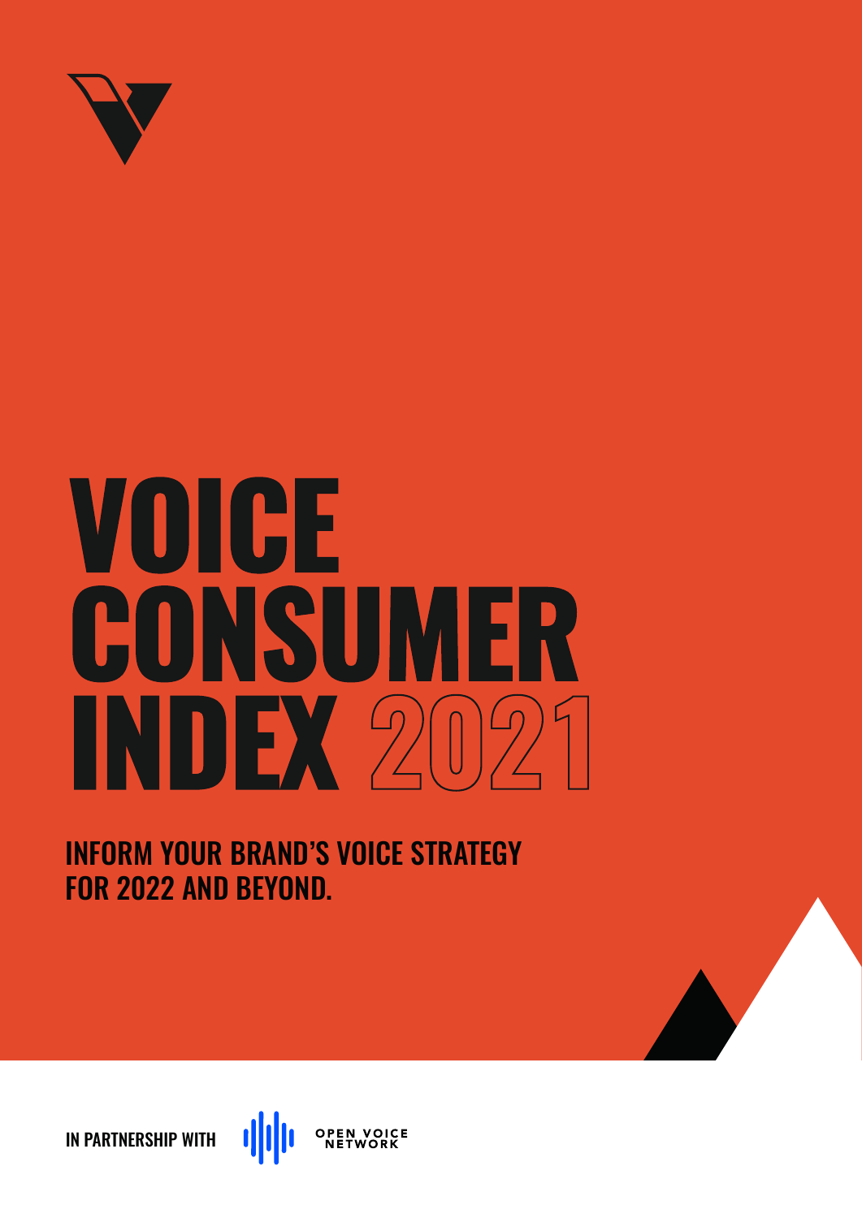# VOICE CONSUMER INDEX 2021

## INFORM YOUR BRAND'S VOICE STRATEGY FOR 2022 AND BEYOND.

IN PARTNERSHIP WITH OPEN VOICE NETWORK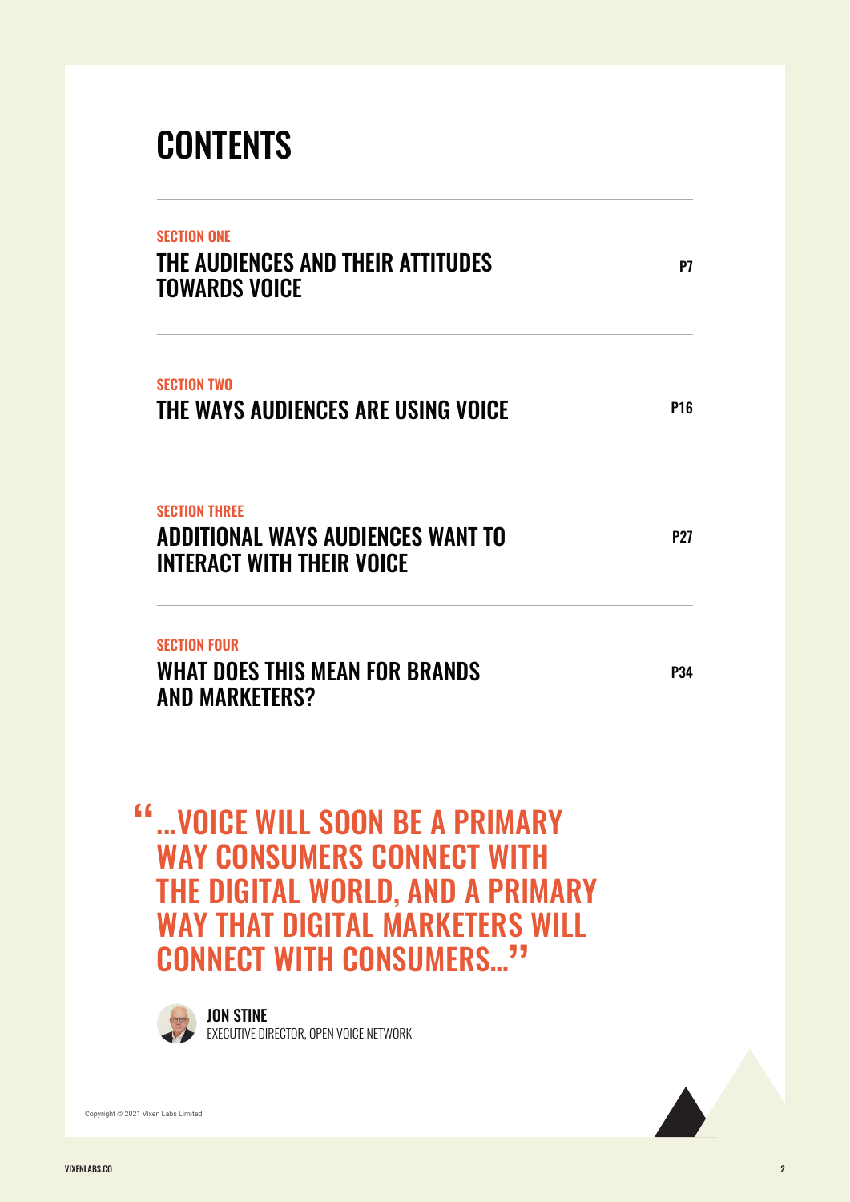# CONTENTS

**SECTION ONE**
## THE AUDIENCES AND THEIR ATTITUDES TOWARDS VOICE
P7

**SECTION TWO**
## THE WAYS AUDIENCES ARE USING VOICE
P16

**SECTION THREE**
## ADDITIONAL WAYS AUDIENCES WANT TO INTERACT WITH THEIR VOICE
P27

**SECTION FOUR**
## WHAT DOES THIS MEAN FOR BRANDS AND MARKETERS?
P34

> "...VOICE WILL SOON BE A PRIMARY WAY CONSUMERS CONNECT WITH THE DIGITAL WORLD, AND A PRIMARY WAY THAT DIGITAL MARKETERS WILL CONNECT WITH CONSUMERS..."

**JON STINE**
EXECUTIVE DIRECTOR, OPEN VOICE NETWORK

Copyright © 2021 Vixen Labs Limited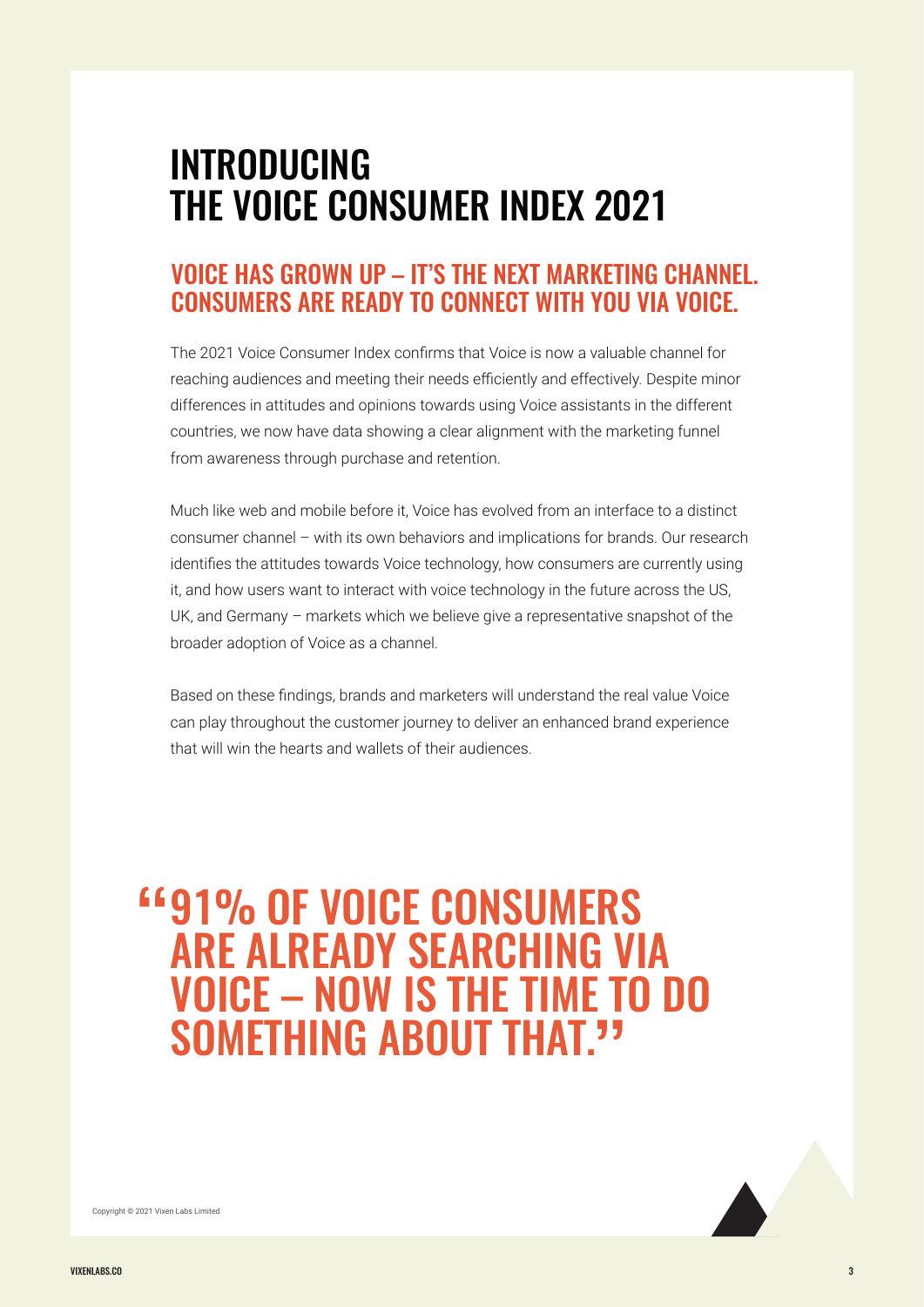# INTRODUCING THE VOICE CONSUMER INDEX 2021

## VOICE HAS GROWN UP – IT'S THE NEXT MARKETING CHANNEL. CONSUMERS ARE READY TO CONNECT WITH YOU VIA VOICE.

The 2021 Voice Consumer Index confirms that Voice is now a valuable channel for reaching audiences and meeting their needs efficiently and effectively. Despite minor differences in attitudes and opinions towards using Voice assistants in the different countries, we now have data showing a clear alignment with the marketing funnel from awareness through purchase and retention.

Much like web and mobile before it, Voice has evolved from an interface to a distinct consumer channel – with its own behaviors and implications for brands. Our research identifies the attitudes towards Voice technology, how consumers are currently using it, and how users want to interact with voice technology in the future across the US, UK, and Germany – markets which we believe give a representative snapshot of the broader adoption of Voice as a channel.

Based on these findings, brands and marketers will understand the real value Voice can play throughout the customer journey to deliver an enhanced brand experience that will win the hearts and wallets of their audiences.

> "91% OF VOICE CONSUMERS ARE ALREADY SEARCHING VIA VOICE – NOW IS THE TIME TO DO SOMETHING ABOUT THAT."

Copyright © 2021 Vixen Labs Limited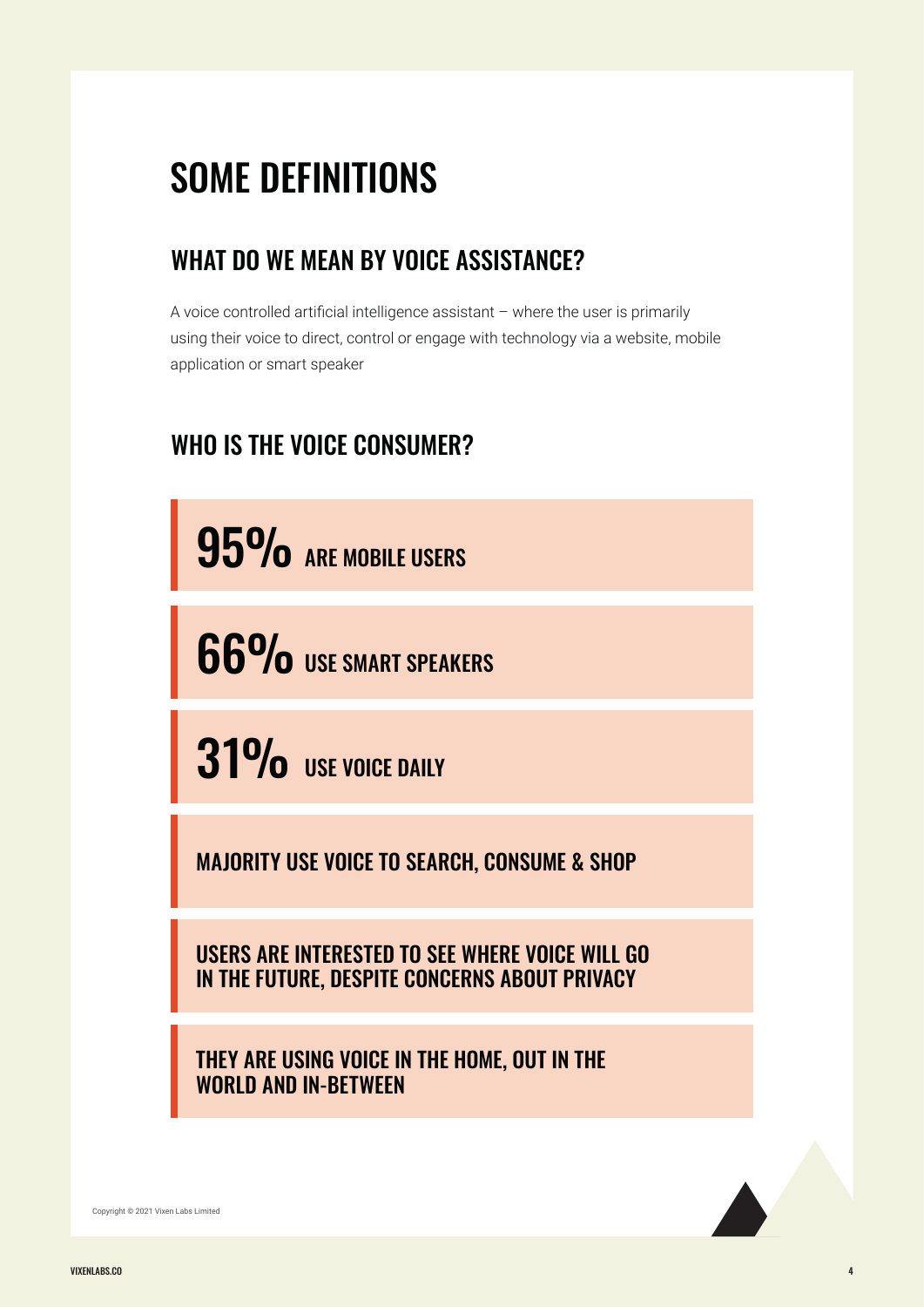# SOME DEFINITIONS

## WHAT DO WE MEAN BY VOICE ASSISTANCE?

A voice controlled artificial intelligence assistant – where the user is primarily using their voice to direct, control or engage with technology via a website, mobile application or smart speaker

## WHO IS THE VOICE CONSUMER?

**95%** ARE MOBILE USERS

**66%** USE SMART SPEAKERS

**31%** USE VOICE DAILY

MAJORITY USE VOICE TO SEARCH, CONSUME & SHOP

USERS ARE INTERESTED TO SEE WHERE VOICE WILL GO IN THE FUTURE, DESPITE CONCERNS ABOUT PRIVACY

THEY ARE USING VOICE IN THE HOME, OUT IN THE WORLD AND IN-BETWEEN

Copyright © 2021 Vixen Labs Limited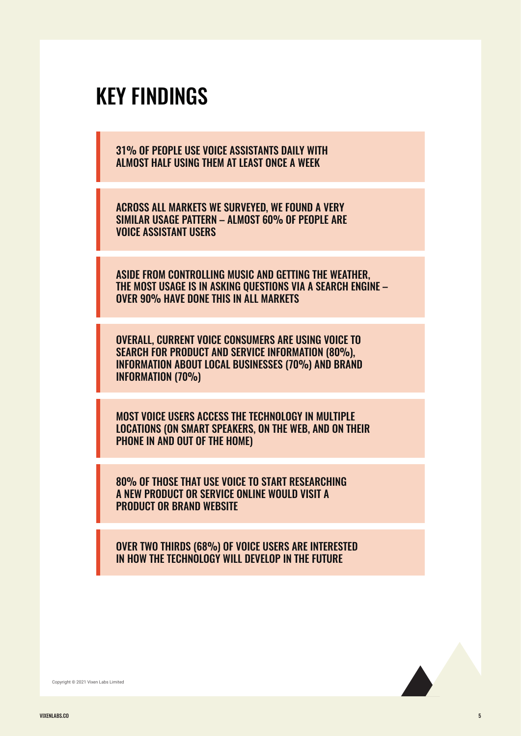# KEY FINDINGS

31% OF PEOPLE USE VOICE ASSISTANTS DAILY WITH ALMOST HALF USING THEM AT LEAST ONCE A WEEK

ACROSS ALL MARKETS WE SURVEYED, WE FOUND A VERY SIMILAR USAGE PATTERN – ALMOST 60% OF PEOPLE ARE VOICE ASSISTANT USERS

ASIDE FROM CONTROLLING MUSIC AND GETTING THE WEATHER, THE MOST USAGE IS IN ASKING QUESTIONS VIA A SEARCH ENGINE – OVER 90% HAVE DONE THIS IN ALL MARKETS

OVERALL, CURRENT VOICE CONSUMERS ARE USING VOICE TO SEARCH FOR PRODUCT AND SERVICE INFORMATION (80%), INFORMATION ABOUT LOCAL BUSINESSES (70%) AND BRAND INFORMATION (70%)

MOST VOICE USERS ACCESS THE TECHNOLOGY IN MULTIPLE LOCATIONS (ON SMART SPEAKERS, ON THE WEB, AND ON THEIR PHONE IN AND OUT OF THE HOME)

80% OF THOSE THAT USE VOICE TO START RESEARCHING A NEW PRODUCT OR SERVICE ONLINE WOULD VISIT A PRODUCT OR BRAND WEBSITE

OVER TWO THIRDS (68%) OF VOICE USERS ARE INTERESTED IN HOW THE TECHNOLOGY WILL DEVELOP IN THE FUTURE

Copyright © 2021 Vixen Labs Limited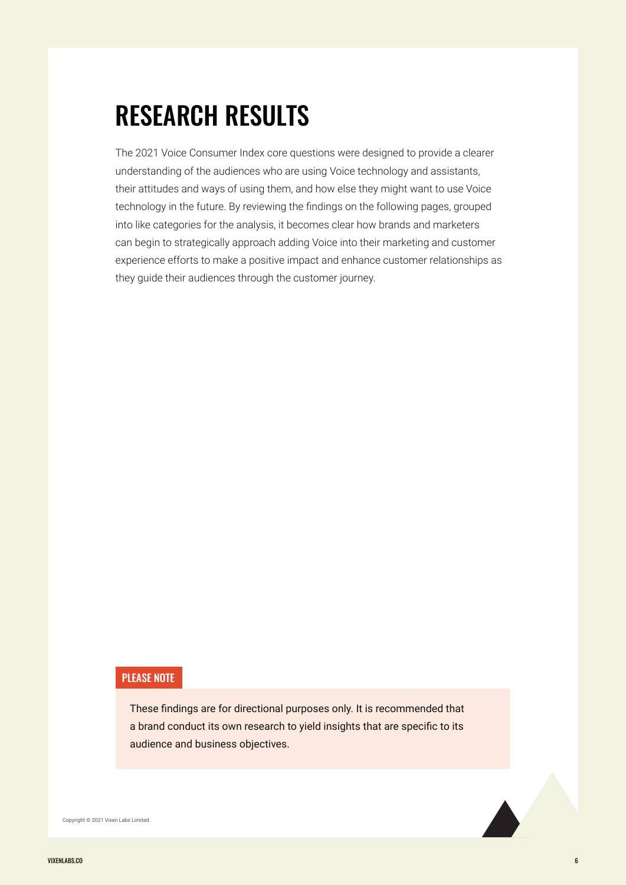# RESEARCH RESULTS

The 2021 Voice Consumer Index core questions were designed to provide a clearer understanding of the audiences who are using Voice technology and assistants, their attitudes and ways of using them, and how else they might want to use Voice technology in the future. By reviewing the findings on the following pages, grouped into like categories for the analysis, it becomes clear how brands and marketers can begin to strategically approach adding Voice into their marketing and customer experience efforts to make a positive impact and enhance customer relationships as they guide their audiences through the customer journey.

**PLEASE NOTE**

These findings are for directional purposes only. It is recommended that a brand conduct its own research to yield insights that are specific to its audience and business objectives.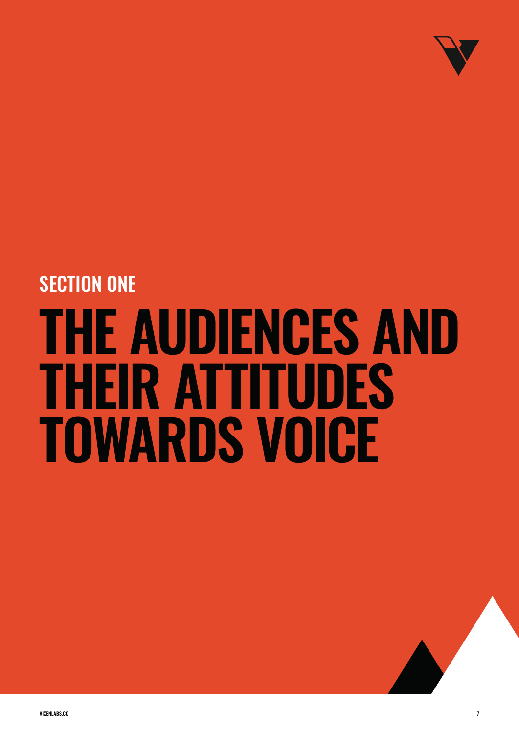## SECTION ONE

# THE AUDIENCES AND THEIR ATTITUDES TOWARDS VOICE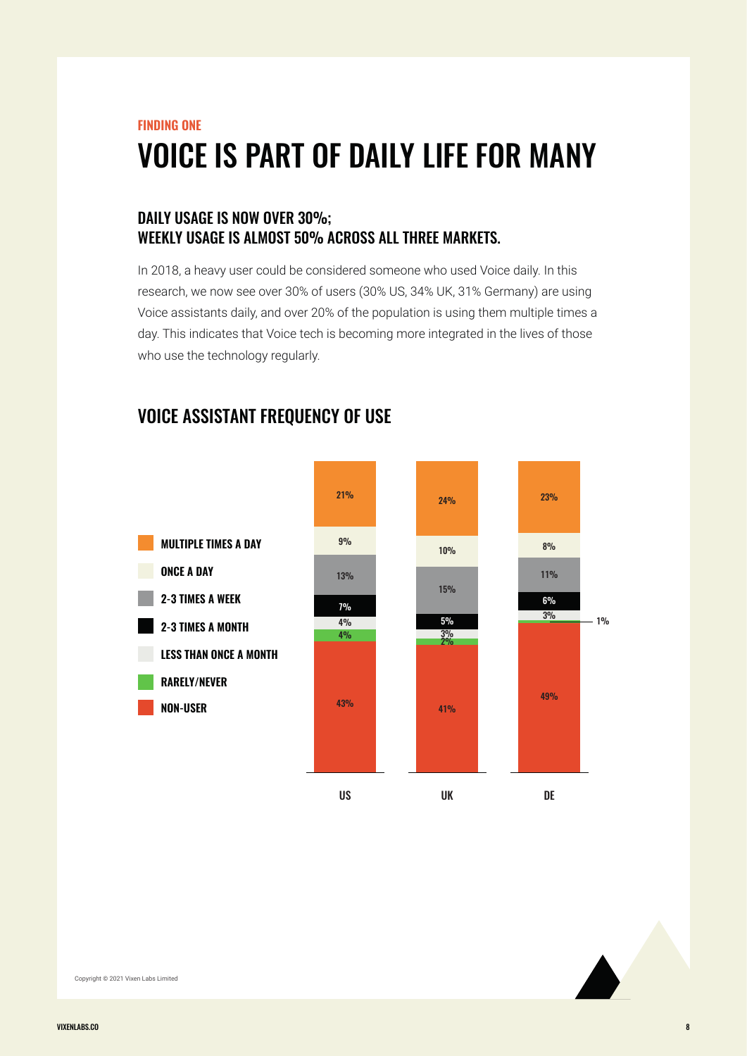FINDING ONE

# VOICE IS PART OF DAILY LIFE FOR MANY

## DAILY USAGE IS NOW OVER 30%; WEEKLY USAGE IS ALMOST 50% ACROSS ALL THREE MARKETS.

In 2018, a heavy user could be considered someone who used Voice daily. In this research, we now see over 30% of users (30% US, 34% UK, 31% Germany) are using Voice assistants daily, and over 20% of the population is using them multiple times a day. This indicates that Voice tech is becoming more integrated in the lives of those who use the technology regularly.

## VOICE ASSISTANT FREQUENCY OF USE

| | US | UK | DE |
|---|---|---|---|
| MULTIPLE TIMES A DAY | 21% | 24% | 23% |
| ONCE A DAY | 9% | 10% | 8% |
| 2-3 TIMES A WEEK | 13% | 15% | 11% |
| 2-3 TIMES A MONTH | 7% | 5% | 6% |
| LESS THAN ONCE A MONTH | 4% | 3% | 3% |
| RARELY/NEVER | 4% | 2% | 1% |
| NON-USER | 43% | 41% | 49% |

Copyright © 2021 Vixen Labs Limited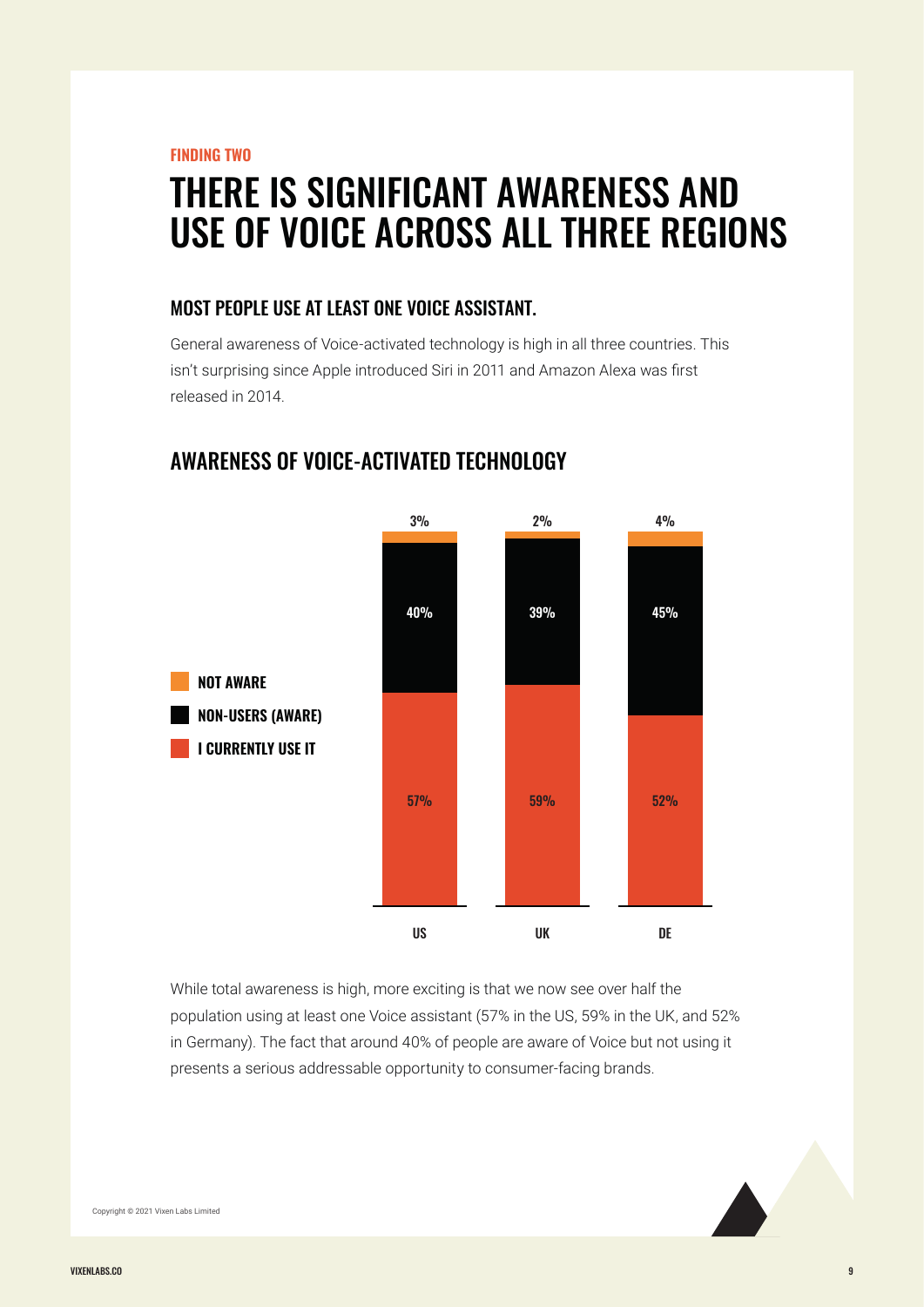FINDING TWO

# THERE IS SIGNIFICANT AWARENESS AND USE OF VOICE ACROSS ALL THREE REGIONS

## MOST PEOPLE USE AT LEAST ONE VOICE ASSISTANT.

General awareness of Voice-activated technology is high in all three countries. This isn't surprising since Apple introduced Siri in 2011 and Amazon Alexa was first released in 2014.

## AWARENESS OF VOICE-ACTIVATED TECHNOLOGY

| | US | UK | DE |
|---|---|---|---|
| NOT AWARE | 3% | 2% | 4% |
| NON-USERS (AWARE) | 40% | 39% | 45% |
| I CURRENTLY USE IT | 57% | 59% | 52% |

While total awareness is high, more exciting is that we now see over half the population using at least one Voice assistant (57% in the US, 59% in the UK, and 52% in Germany). The fact that around 40% of people are aware of Voice but not using it presents a serious addressable opportunity to consumer-facing brands.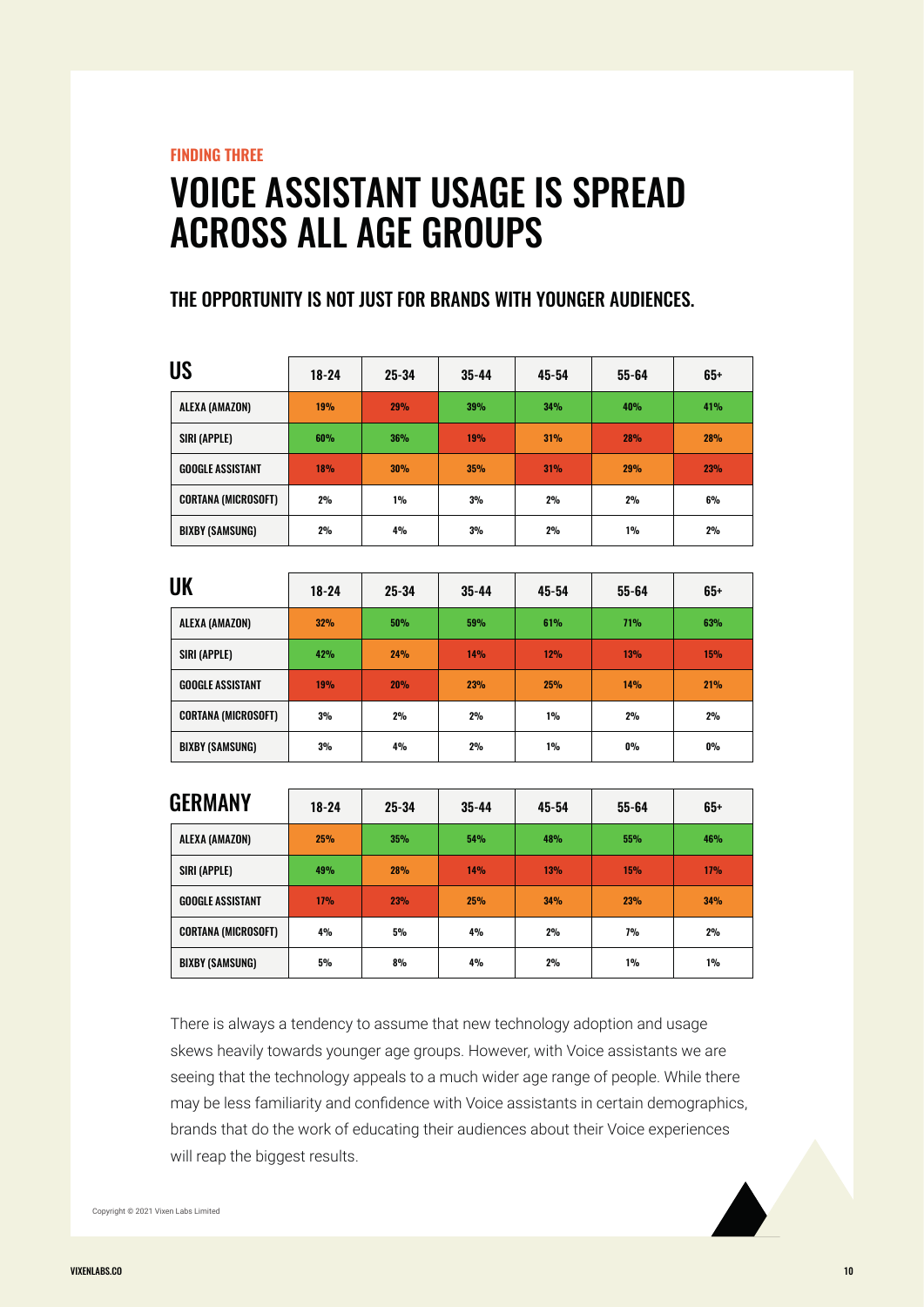FINDING THREE

# VOICE ASSISTANT USAGE IS SPREAD ACROSS ALL AGE GROUPS

## THE OPPORTUNITY IS NOT JUST FOR BRANDS WITH YOUNGER AUDIENCES.

| US | 18-24 | 25-34 | 35-44 | 45-54 | 55-64 | 65+ |
|---|---|---|---|---|---|---|
| ALEXA (AMAZON) | 19% | 29% | 39% | 34% | 40% | 41% |
| SIRI (APPLE) | 60% | 36% | 19% | 31% | 28% | 28% |
| GOOGLE ASSISTANT | 18% | 30% | 35% | 31% | 29% | 23% |
| CORTANA (MICROSOFT) | 2% | 1% | 3% | 2% | 2% | 6% |
| BIXBY (SAMSUNG) | 2% | 4% | 3% | 2% | 1% | 2% |

| UK | 18-24 | 25-34 | 35-44 | 45-54 | 55-64 | 65+ |
|---|---|---|---|---|---|---|
| ALEXA (AMAZON) | 32% | 50% | 59% | 61% | 71% | 63% |
| SIRI (APPLE) | 42% | 24% | 14% | 12% | 13% | 15% |
| GOOGLE ASSISTANT | 19% | 20% | 23% | 25% | 14% | 21% |
| CORTANA (MICROSOFT) | 3% | 2% | 2% | 1% | 2% | 2% |
| BIXBY (SAMSUNG) | 3% | 4% | 2% | 1% | 0% | 0% |

| GERMANY | 18-24 | 25-34 | 35-44 | 45-54 | 55-64 | 65+ |
|---|---|---|---|---|---|---|
| ALEXA (AMAZON) | 25% | 35% | 54% | 48% | 55% | 46% |
| SIRI (APPLE) | 49% | 28% | 14% | 13% | 15% | 17% |
| GOOGLE ASSISTANT | 17% | 23% | 25% | 34% | 23% | 34% |
| CORTANA (MICROSOFT) | 4% | 5% | 4% | 2% | 7% | 2% |
| BIXBY (SAMSUNG) | 5% | 8% | 4% | 2% | 1% | 1% |

There is always a tendency to assume that new technology adoption and usage skews heavily towards younger age groups. However, with Voice assistants we are seeing that the technology appeals to a much wider age range of people. While there may be less familiarity and confidence with Voice assistants in certain demographics, brands that do the work of educating their audiences about their Voice experiences will reap the biggest results.

Copyright © 2021 Vixen Labs Limited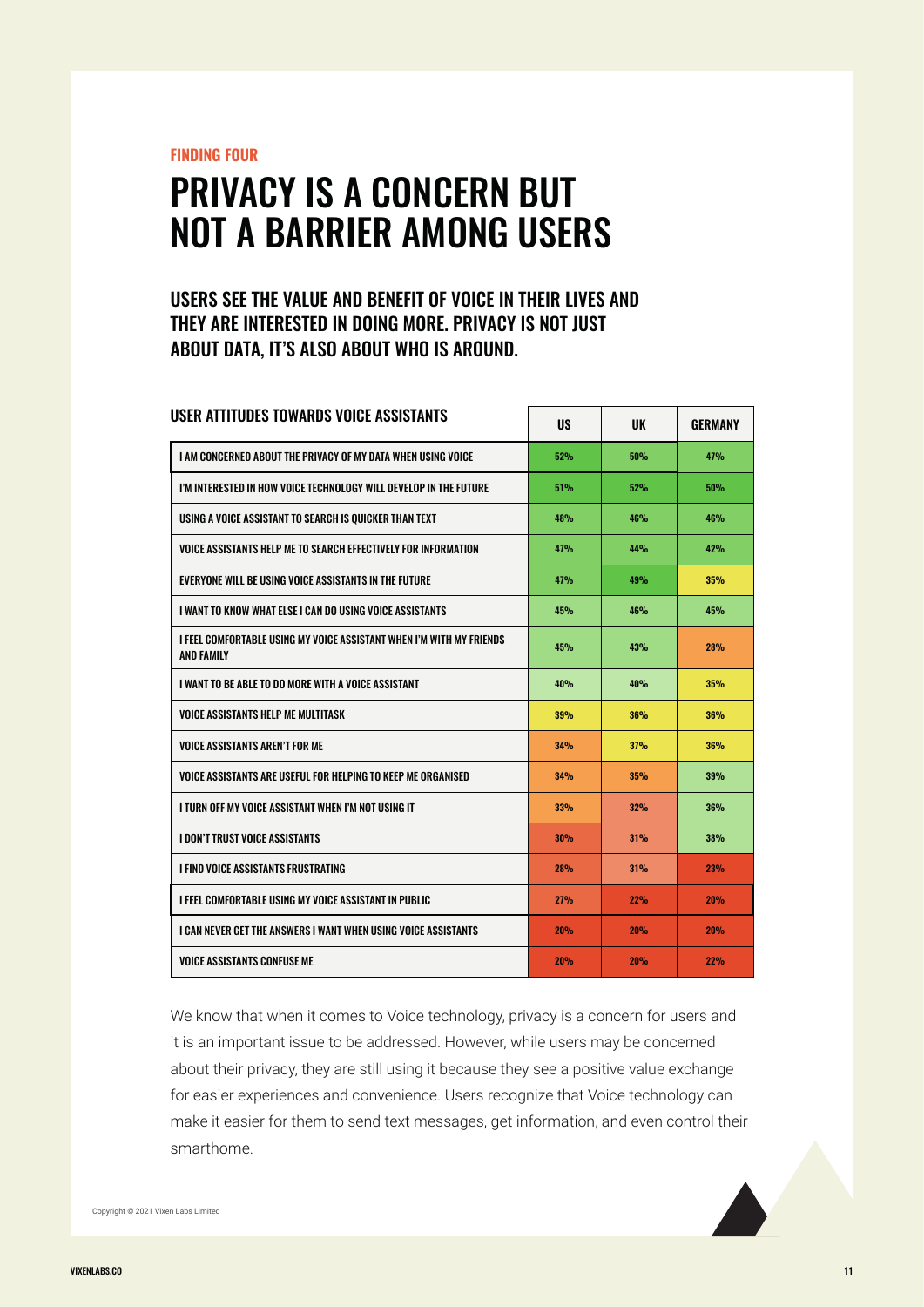FINDING FOUR

# PRIVACY IS A CONCERN BUT NOT A BARRIER AMONG USERS

## USERS SEE THE VALUE AND BENEFIT OF VOICE IN THEIR LIVES AND THEY ARE INTERESTED IN DOING MORE. PRIVACY IS NOT JUST ABOUT DATA, IT'S ALSO ABOUT WHO IS AROUND.

| USER ATTITUDES TOWARDS VOICE ASSISTANTS | US | UK | GERMANY |
|---|---|---|---|
| I AM CONCERNED ABOUT THE PRIVACY OF MY DATA WHEN USING VOICE | 52% | 50% | 47% |
| I'M INTERESTED IN HOW VOICE TECHNOLOGY WILL DEVELOP IN THE FUTURE | 51% | 52% | 50% |
| USING A VOICE ASSISTANT TO SEARCH IS QUICKER THAN TEXT | 48% | 46% | 46% |
| VOICE ASSISTANTS HELP ME TO SEARCH EFFECTIVELY FOR INFORMATION | 47% | 44% | 42% |
| EVERYONE WILL BE USING VOICE ASSISTANTS IN THE FUTURE | 47% | 49% | 35% |
| I WANT TO KNOW WHAT ELSE I CAN DO USING VOICE ASSISTANTS | 45% | 46% | 45% |
| I FEEL COMFORTABLE USING MY VOICE ASSISTANT WHEN I'M WITH MY FRIENDS AND FAMILY | 45% | 43% | 28% |
| I WANT TO BE ABLE TO DO MORE WITH A VOICE ASSISTANT | 40% | 40% | 35% |
| VOICE ASSISTANTS HELP ME MULTITASK | 39% | 36% | 36% |
| VOICE ASSISTANTS AREN'T FOR ME | 34% | 37% | 36% |
| VOICE ASSISTANTS ARE USEFUL FOR HELPING TO KEEP ME ORGANISED | 34% | 35% | 39% |
| I TURN OFF MY VOICE ASSISTANT WHEN I'M NOT USING IT | 33% | 32% | 36% |
| I DON'T TRUST VOICE ASSISTANTS | 30% | 31% | 38% |
| I FIND VOICE ASSISTANTS FRUSTRATING | 28% | 31% | 23% |
| I FEEL COMFORTABLE USING MY VOICE ASSISTANT IN PUBLIC | 27% | 22% | 20% |
| I CAN NEVER GET THE ANSWERS I WANT WHEN USING VOICE ASSISTANTS | 20% | 20% | 20% |
| VOICE ASSISTANTS CONFUSE ME | 20% | 20% | 22% |

We know that when it comes to Voice technology, privacy is a concern for users and it is an important issue to be addressed. However, while users may be concerned about their privacy, they are still using it because they see a positive value exchange for easier experiences and convenience. Users recognize that Voice technology can make it easier for them to send text messages, get information, and even control their smarthome.

Copyright © 2021 Vixen Labs Limited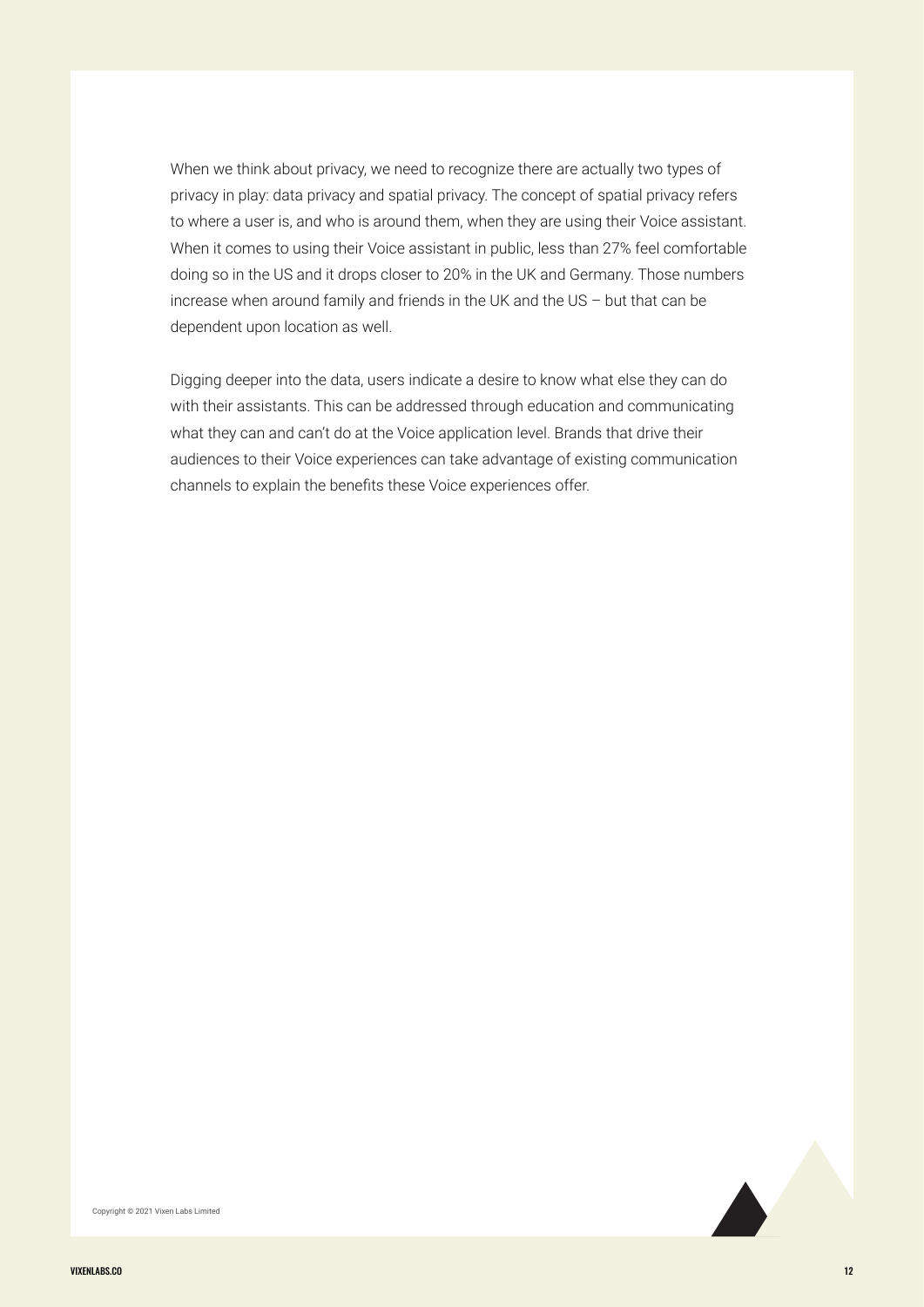When we think about privacy, we need to recognize there are actually two types of privacy in play: data privacy and spatial privacy. The concept of spatial privacy refers to where a user is, and who is around them, when they are using their Voice assistant. When it comes to using their Voice assistant in public, less than 27% feel comfortable doing so in the US and it drops closer to 20% in the UK and Germany. Those numbers increase when around family and friends in the UK and the US – but that can be dependent upon location as well.

Digging deeper into the data, users indicate a desire to know what else they can do with their assistants. This can be addressed through education and communicating what they can and can't do at the Voice application level. Brands that drive their audiences to their Voice experiences can take advantage of existing communication channels to explain the benefits these Voice experiences offer.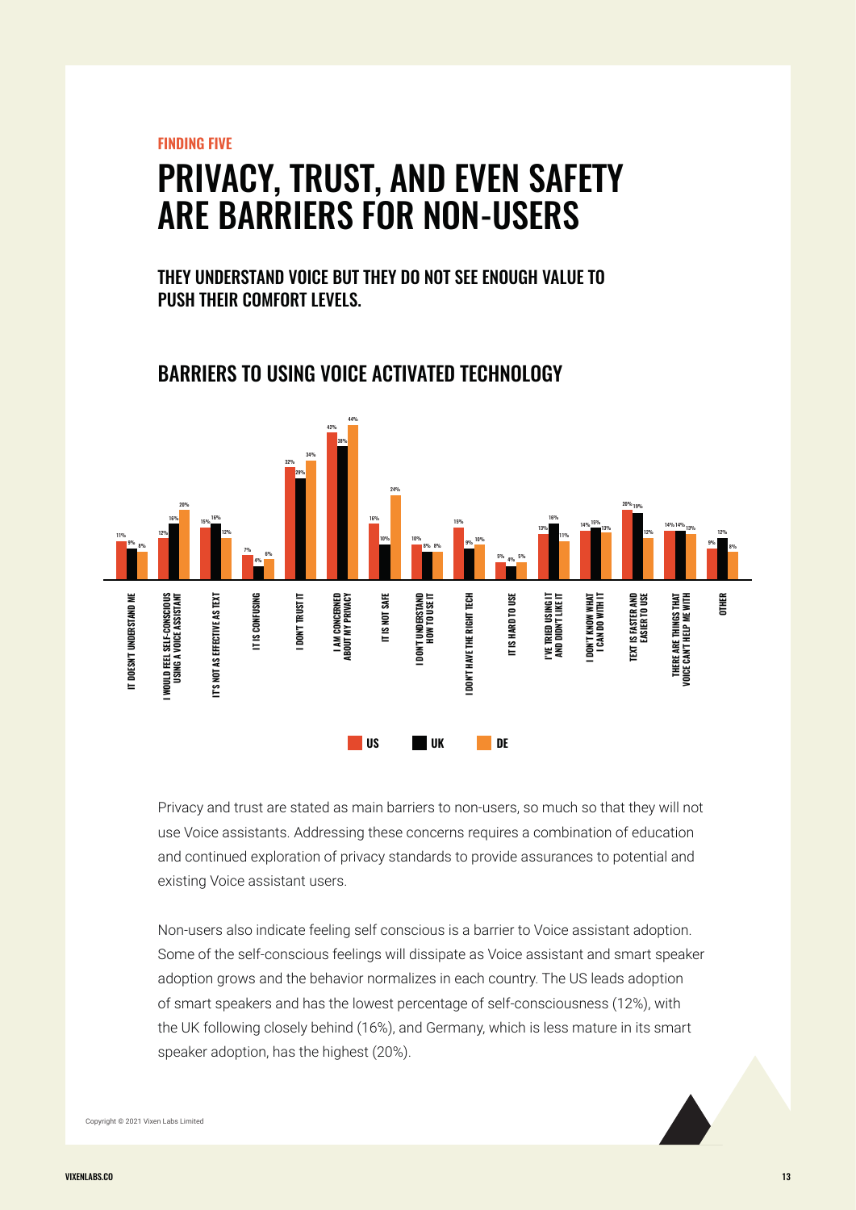FINDING FIVE

# PRIVACY, TRUST, AND EVEN SAFETY ARE BARRIERS FOR NON-USERS

### THEY UNDERSTAND VOICE BUT THEY DO NOT SEE ENOUGH VALUE TO PUSH THEIR COMFORT LEVELS.

## BARRIERS TO USING VOICE ACTIVATED TECHNOLOGY

| Barrier | US | UK | DE |
| --- | --- | --- | --- |
| IT DOESN'T UNDERSTAND ME | 11% | 9% | 8% |
| I WOULD FEEL SELF-CONSCIOUS USING A VOICE ASSISTANT | 12% | 16% | 20% |
| IT'S NOT AS EFFECTIVE AS TEXT | 15% | 16% | 12% |
| IT IS CONFUSING | 7% | 4% | 6% |
| I DON'T TRUST IT | 32% | 29% | 34% |
| I AM CONCERNED ABOUT MY PRIVACY | 42% | 38% | 44% |
| IT IS NOT SAFE | 16% | 10% | 24% |
| I DON'T UNDERSTAND HOW TO USE IT | 10% | 8% | 8% |
| I DON'T HAVE THE RIGHT TECH | 15% | 9% | 10% |
| IT IS HARD TO USE | 5% | 4% | 5% |
| I'VE TRIED USING IT AND DIDN'T LIKE IT | 13% | 16% | 11% |
| I DON'T KNOW WHAT I CAN DO WITH IT | 14% | 15% | 13% |
| TEXT IS FASTER AND EASIER TO USE | 20% | 19% | 12% |
| THERE ARE THINGS THAT VOICE CAN'T HELP ME WITH | 14% | 14% | 13% |
| OTHER | 9% | 12% | 8% |

Privacy and trust are stated as main barriers to non-users, so much so that they will not use Voice assistants. Addressing these concerns requires a combination of education and continued exploration of privacy standards to provide assurances to potential and existing Voice assistant users.

Non-users also indicate feeling self conscious is a barrier to Voice assistant adoption. Some of the self-conscious feelings will dissipate as Voice assistant and smart speaker adoption grows and the behavior normalizes in each country. The US leads adoption of smart speakers and has the lowest percentage of self-consciousness (12%), with the UK following closely behind (16%), and Germany, which is less mature in its smart speaker adoption, has the highest (20%).

Copyright © 2021 Vixen Labs Limited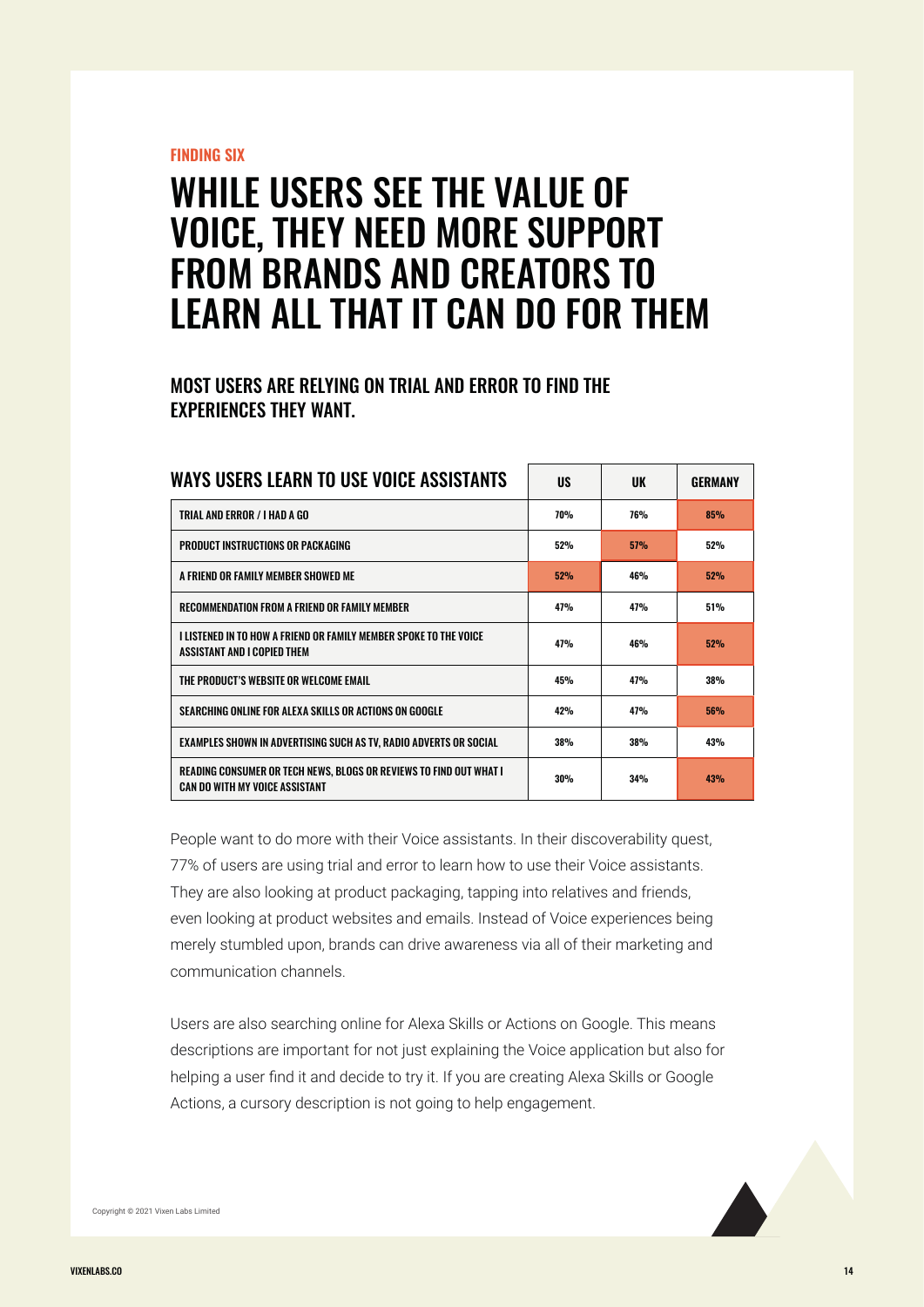FINDING SIX

# WHILE USERS SEE THE VALUE OF VOICE, THEY NEED MORE SUPPORT FROM BRANDS AND CREATORS TO LEARN ALL THAT IT CAN DO FOR THEM

## MOST USERS ARE RELYING ON TRIAL AND ERROR TO FIND THE EXPERIENCES THEY WANT.

| WAYS USERS LEARN TO USE VOICE ASSISTANTS | US | UK | GERMANY |
|---|---|---|---|
| TRIAL AND ERROR / I HAD A GO | 70% | 76% | 85% |
| PRODUCT INSTRUCTIONS OR PACKAGING | 52% | 57% | 52% |
| A FRIEND OR FAMILY MEMBER SHOWED ME | 52% | 46% | 52% |
| RECOMMENDATION FROM A FRIEND OR FAMILY MEMBER | 47% | 47% | 51% |
| I LISTENED IN TO HOW A FRIEND OR FAMILY MEMBER SPOKE TO THE VOICE ASSISTANT AND I COPIED THEM | 47% | 46% | 52% |
| THE PRODUCT'S WEBSITE OR WELCOME EMAIL | 45% | 47% | 38% |
| SEARCHING ONLINE FOR ALEXA SKILLS OR ACTIONS ON GOOGLE | 42% | 47% | 56% |
| EXAMPLES SHOWN IN ADVERTISING SUCH AS TV, RADIO ADVERTS OR SOCIAL | 38% | 38% | 43% |
| READING CONSUMER OR TECH NEWS, BLOGS OR REVIEWS TO FIND OUT WHAT I CAN DO WITH MY VOICE ASSISTANT | 30% | 34% | 43% |

People want to do more with their Voice assistants. In their discoverability quest, 77% of users are using trial and error to learn how to use their Voice assistants. They are also looking at product packaging, tapping into relatives and friends, even looking at product websites and emails. Instead of Voice experiences being merely stumbled upon, brands can drive awareness via all of their marketing and communication channels.

Users are also searching online for Alexa Skills or Actions on Google. This means descriptions are important for not just explaining the Voice application but also for helping a user find it and decide to try it. If you are creating Alexa Skills or Google Actions, a cursory description is not going to help engagement.

Copyright © 2021 Vixen Labs Limited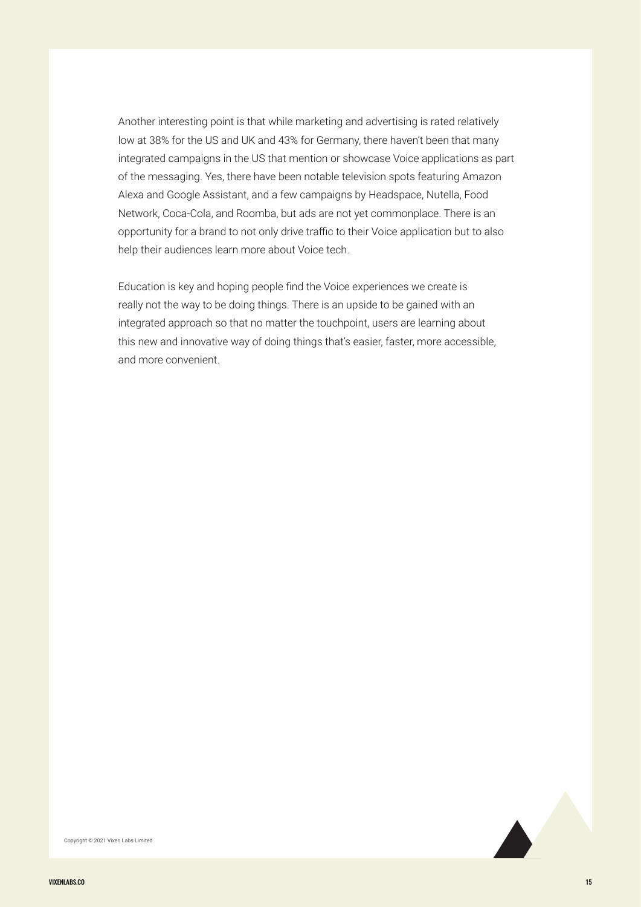Another interesting point is that while marketing and advertising is rated relatively low at 38% for the US and UK and 43% for Germany, there haven't been that many integrated campaigns in the US that mention or showcase Voice applications as part of the messaging. Yes, there have been notable television spots featuring Amazon Alexa and Google Assistant, and a few campaigns by Headspace, Nutella, Food Network, Coca-Cola, and Roomba, but ads are not yet commonplace. There is an opportunity for a brand to not only drive traffic to their Voice application but to also help their audiences learn more about Voice tech.

Education is key and hoping people find the Voice experiences we create is really not the way to be doing things. There is an upside to be gained with an integrated approach so that no matter the touchpoint, users are learning about this new and innovative way of doing things that's easier, faster, more accessible, and more convenient.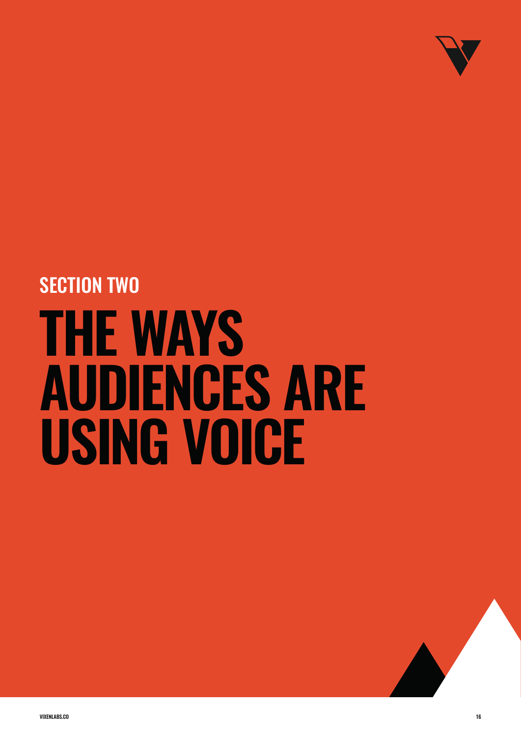## SECTION TWO

# THE WAYS AUDIENCES ARE USING VOICE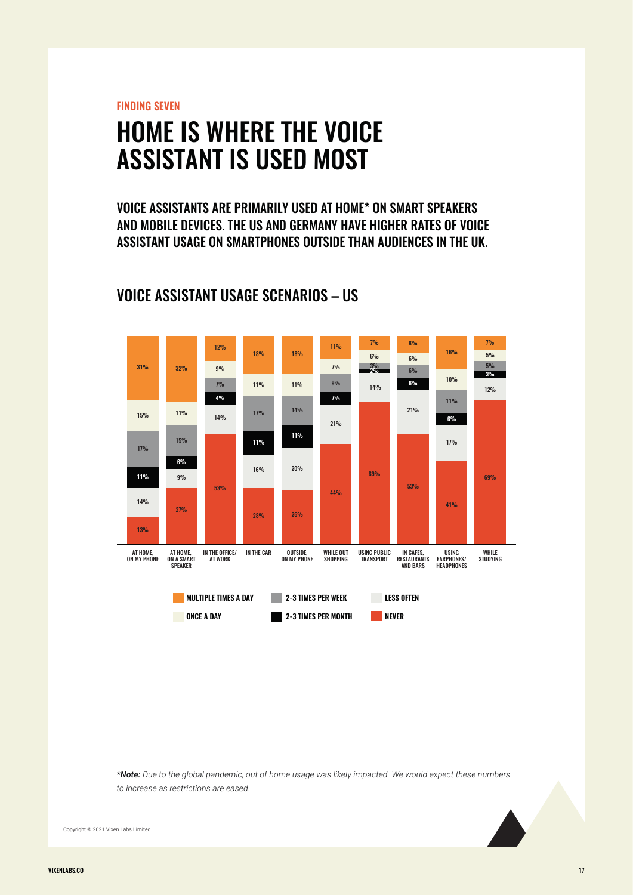FINDING SEVEN

# HOME IS WHERE THE VOICE ASSISTANT IS USED MOST

## VOICE ASSISTANTS ARE PRIMARILY USED AT HOME* ON SMART SPEAKERS AND MOBILE DEVICES. THE US AND GERMANY HAVE HIGHER RATES OF VOICE ASSISTANT USAGE ON SMARTPHONES OUTSIDE THAN AUDIENCES IN THE UK.

## VOICE ASSISTANT USAGE SCENARIOS – US

| Scenario | Multiple times a day | Once a day | 2-3 times per week | 2-3 times per month | Less often | Never |
|---|---|---|---|---|---|---|
| At home, on my phone | 31% | 15% | 17% | 11% | 14% | 13% |
| At home, on a smart speaker | 32% | 11% | 15% | 6% | 9% | 27% |
| In the office/ at work | 12% | 9% | 7% | 4% | 14% | 53% |
| In the car | 18% | 11% | 17% | 11% | 16% | 28% |
| Outside, on my phone | 18% | 11% | 14% | 11% | 20% | 26% |
| While out shopping | 11% | 7% | 9% | 7% | 21% | 44% |
| Using public transport | 7% | 6% | 3% | 2% | 14% | 69% |
| In cafes, restaurants and bars | 8% | 6% | 6% | 6% | 21% | 53% |
| Using earphones/ headphones | 16% | 10% | 11% | 6% | 17% | 41% |
| While studying | 7% | 5% | 5% | 3% | 12% | 69% |

***Note:*** *Due to the global pandemic, out of home usage was likely impacted. We would expect these numbers to increase as restrictions are eased.*

Copyright © 2021 Vixen Labs Limited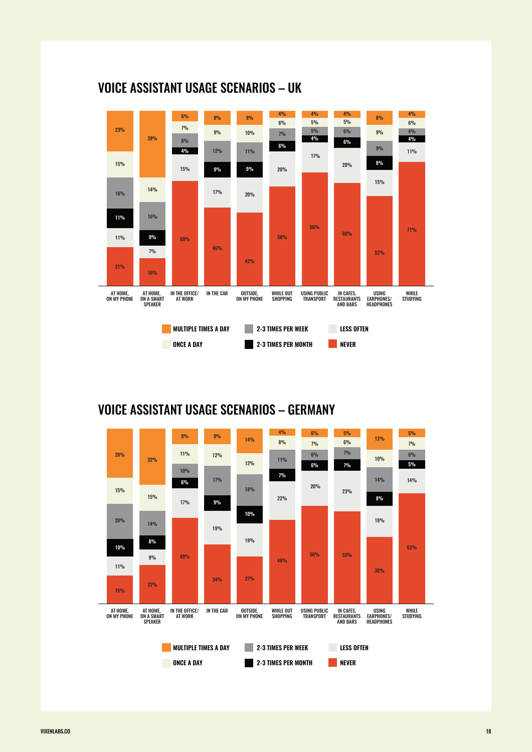## VOICE ASSISTANT USAGE SCENARIOS – UK

| | AT HOME, ON MY PHONE | AT HOME, ON A SMART SPEAKER | IN THE OFFICE/ AT WORK | IN THE CAR | OUTSIDE, ON MY PHONE | WHILE OUT SHOPPING | USING PUBLIC TRANSPORT | IN CAFES, RESTAURANTS AND BARS | USING EARPHONES/ HEADPHONES | WHILE STUDYING |
|---|---|---|---|---|---|---|---|---|---|---|
| MULTIPLE TIMES A DAY | 23% | 38% | 6% | 8% | 8% | 4% | 4% | 4% | 8% | 4% |
| ONCE A DAY | 15% | 14% | 7% | 9% | 10% | 6% | 5% | 5% | 9% | 6% |
| 2-3 TIMES PER WEEK | 18% | 16% | 8% | 12% | 11% | 7% | 5% | 6% | 9% | 4% |
| 2-3 TIMES PER MONTH | 11% | 9% | 4% | 9% | 9% | 6% | 4% | 6% | 8% | 4% |
| LESS OFTEN | 11% | 7% | 15% | 17% | 20% | 20% | 17% | 20% | 15% | 11% |
| NEVER | 21% | 16% | 60% | 46% | 42% | 58% | 66% | 60% | 52% | 71% |

## VOICE ASSISTANT USAGE SCENARIOS – GERMANY

| | AT HOME, ON MY PHONE | AT HOME, ON A SMART SPEAKER | IN THE OFFICE/ AT WORK | IN THE CAR | OUTSIDE, ON MY PHONE | WHILE OUT SHOPPING | USING PUBLIC TRANSPORT | IN CAFES, RESTAURANTS AND BARS | USING EARPHONES/ HEADPHONES | WHILE STUDYING |
|---|---|---|---|---|---|---|---|---|---|---|
| MULTIPLE TIMES A DAY | 28% | 32% | 9% | 9% | 14% | 4% | 6% | 5% | 12% | 5% |
| ONCE A DAY | 15% | 15% | 11% | 12% | 12% | 8% | 7% | 6% | 10% | 7% |
| 2-3 TIMES PER WEEK | 20% | 14% | 10% | 17% | 18% | 11% | 6% | 7% | 14% | 6% |
| 2-3 TIMES PER MONTH | 10% | 8% | 6% | 9% | 10% | 7% | 6% | 7% | 8% | 5% |
| LESS OFTEN | 11% | 9% | 17% | 19% | 19% | 22% | 20% | 23% | 18% | 14% |
| NEVER | 15% | 22% | 49% | 34% | 27% | 48% | 56% | 53% | 38% | 62% |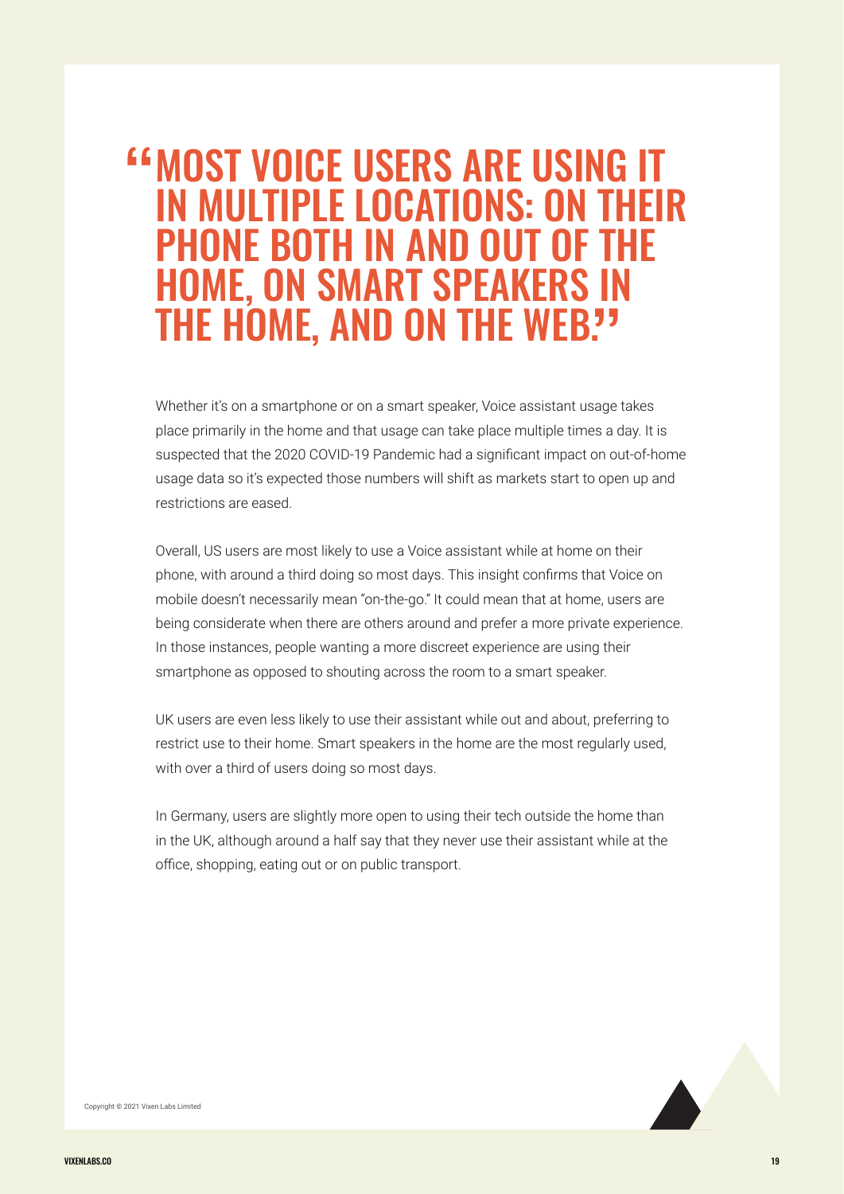> "MOST VOICE USERS ARE USING IT IN MULTIPLE LOCATIONS: ON THEIR PHONE BOTH IN AND OUT OF THE HOME, ON SMART SPEAKERS IN THE HOME, AND ON THE WEB."

Whether it's on a smartphone or on a smart speaker, Voice assistant usage takes place primarily in the home and that usage can take place multiple times a day. It is suspected that the 2020 COVID-19 Pandemic had a significant impact on out-of-home usage data so it's expected those numbers will shift as markets start to open up and restrictions are eased.

Overall, US users are most likely to use a Voice assistant while at home on their phone, with around a third doing so most days. This insight confirms that Voice on mobile doesn't necessarily mean "on-the-go." It could mean that at home, users are being considerate when there are others around and prefer a more private experience. In those instances, people wanting a more discreet experience are using their smartphone as opposed to shouting across the room to a smart speaker.

UK users are even less likely to use their assistant while out and about, preferring to restrict use to their home. Smart speakers in the home are the most regularly used, with over a third of users doing so most days.

In Germany, users are slightly more open to using their tech outside the home than in the UK, although around a half say that they never use their assistant while at the office, shopping, eating out or on public transport.

Copyright © 2021 Vixen Labs Limited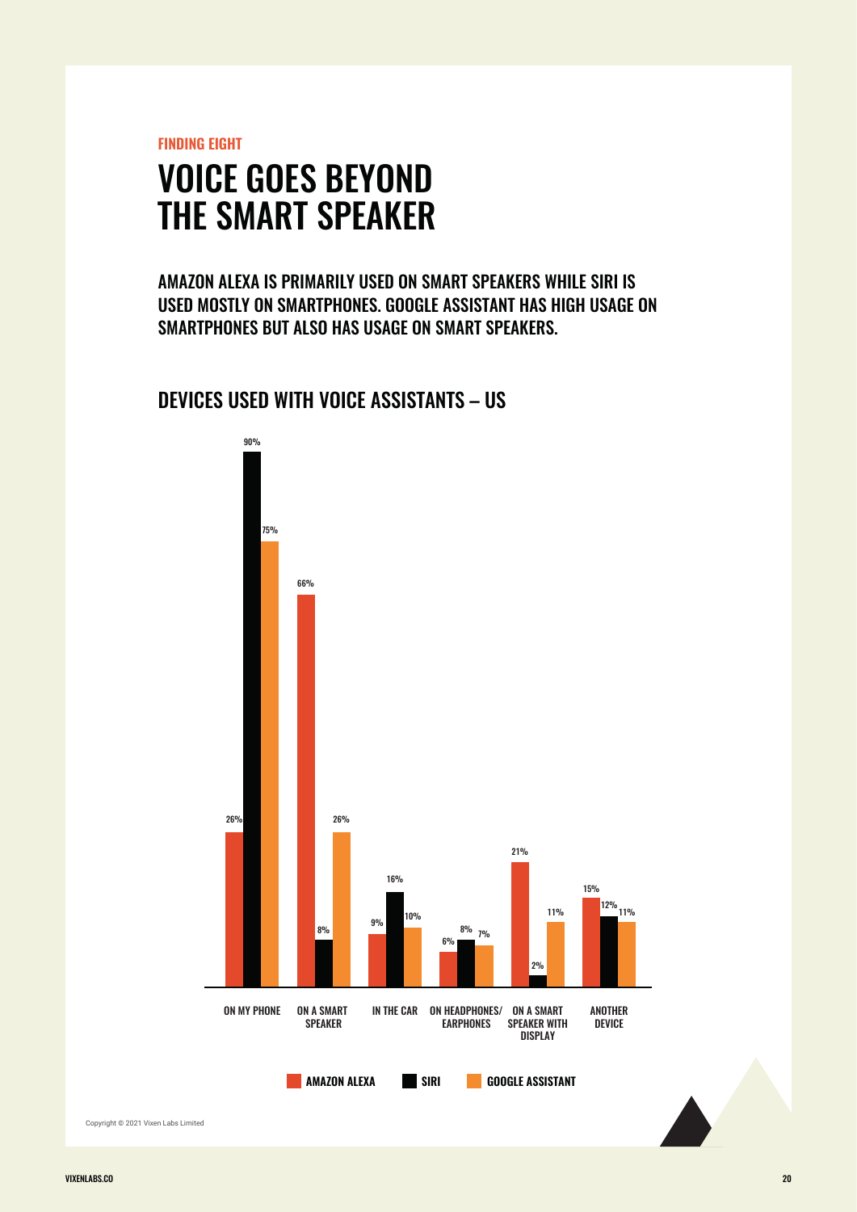FINDING EIGHT

# VOICE GOES BEYOND THE SMART SPEAKER

AMAZON ALEXA IS PRIMARILY USED ON SMART SPEAKERS WHILE SIRI IS USED MOSTLY ON SMARTPHONES. GOOGLE ASSISTANT HAS HIGH USAGE ON SMARTPHONES BUT ALSO HAS USAGE ON SMART SPEAKERS.

## DEVICES USED WITH VOICE ASSISTANTS – US

| | AMAZON ALEXA | SIRI | GOOGLE ASSISTANT |
|---|---|---|---|
| ON MY PHONE | 26% | 90% | 75% |
| ON A SMART SPEAKER | 66% | 8% | 26% |
| IN THE CAR | 9% | 16% | 10% |
| ON HEADPHONES/ EARPHONES | 6% | 8% | 7% |
| ON A SMART SPEAKER WITH DISPLAY | 21% | 2% | 11% |
| ANOTHER DEVICE | 15% | 12% | 11% |

Copyright © 2021 Vixen Labs Limited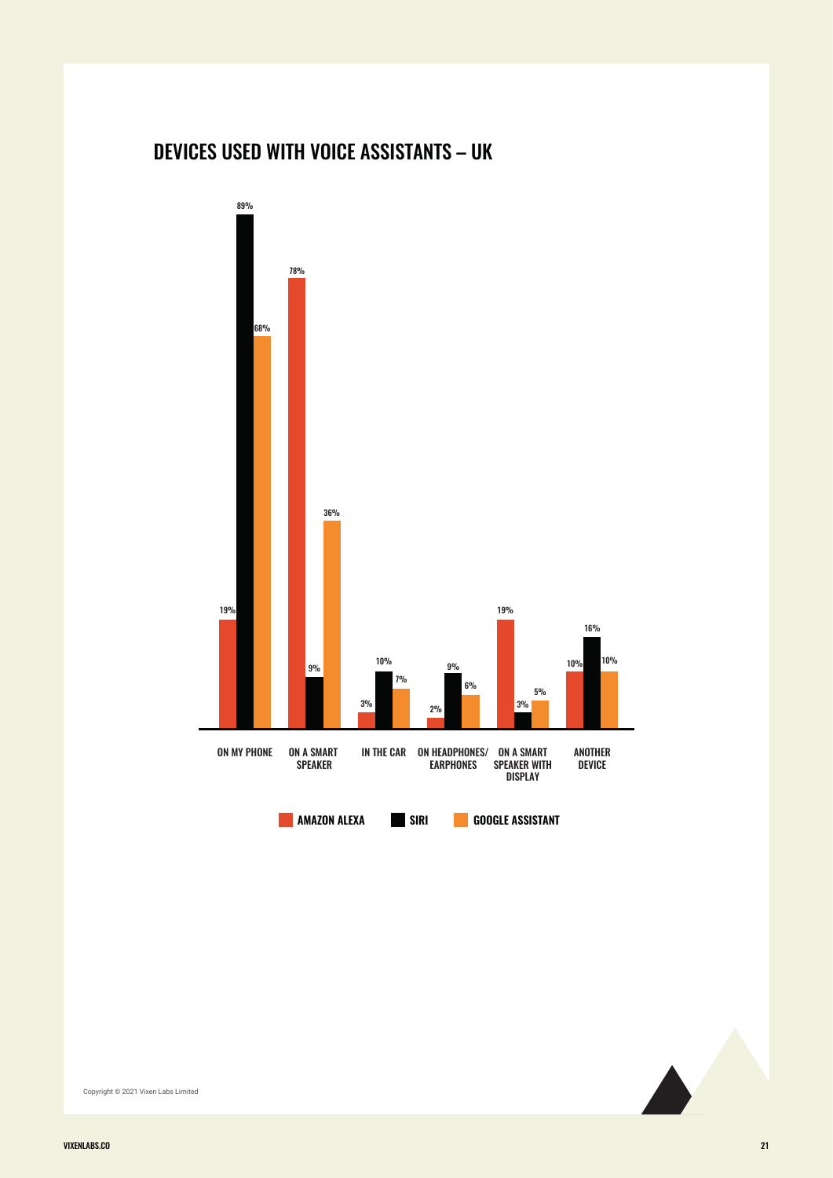## DEVICES USED WITH VOICE ASSISTANTS – UK

| | AMAZON ALEXA | SIRI | GOOGLE ASSISTANT |
|---|---|---|---|
| ON MY PHONE | 19% | 89% | 68% |
| ON A SMART SPEAKER | 78% | 9% | 36% |
| IN THE CAR | 3% | 10% | 7% |
| ON HEADPHONES/ EARPHONES | 2% | 9% | 6% |
| ON A SMART SPEAKER WITH DISPLAY | 19% | 3% | 5% |
| ANOTHER DEVICE | 10% | 16% | 10% |

Copyright © 2021 Vixen Labs Limited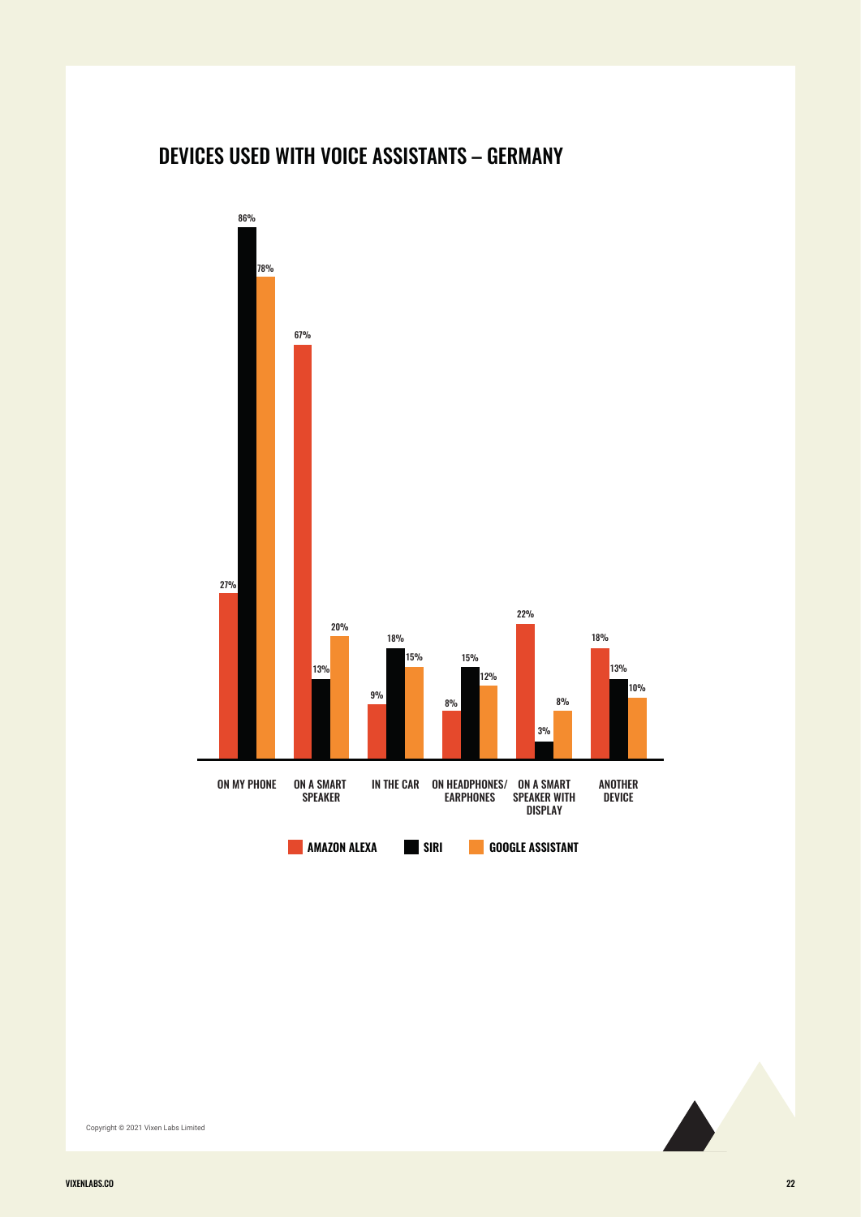## DEVICES USED WITH VOICE ASSISTANTS – GERMANY

| | AMAZON ALEXA | SIRI | GOOGLE ASSISTANT |
|---|---|---|---|
| ON MY PHONE | 27% | 86% | 78% |
| ON A SMART SPEAKER | 67% | 13% | 20% |
| IN THE CAR | 9% | 18% | 15% |
| ON HEADPHONES/ EARPHONES | 8% | 15% | 12% |
| ON A SMART SPEAKER WITH DISPLAY | 22% | 3% | 8% |
| ANOTHER DEVICE | 18% | 13% | 10% |

Copyright © 2021 Vixen Labs Limited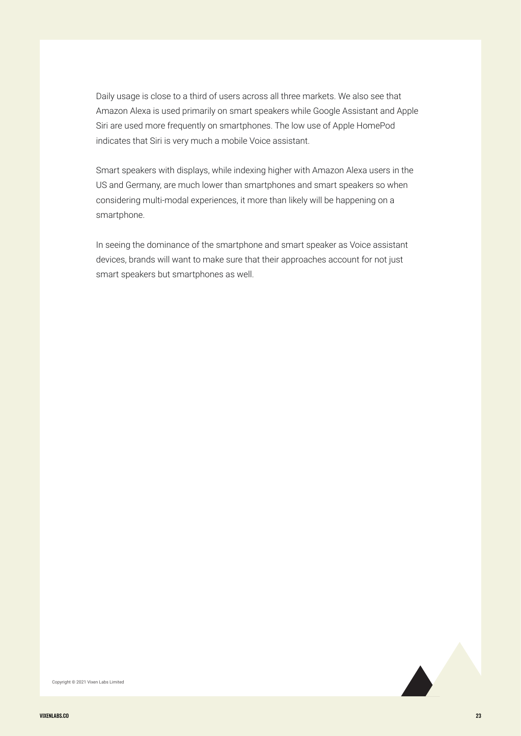Daily usage is close to a third of users across all three markets. We also see that Amazon Alexa is used primarily on smart speakers while Google Assistant and Apple Siri are used more frequently on smartphones. The low use of Apple HomePod indicates that Siri is very much a mobile Voice assistant.

Smart speakers with displays, while indexing higher with Amazon Alexa users in the US and Germany, are much lower than smartphones and smart speakers so when considering multi-modal experiences, it more than likely will be happening on a smartphone.

In seeing the dominance of the smartphone and smart speaker as Voice assistant devices, brands will want to make sure that their approaches account for not just smart speakers but smartphones as well.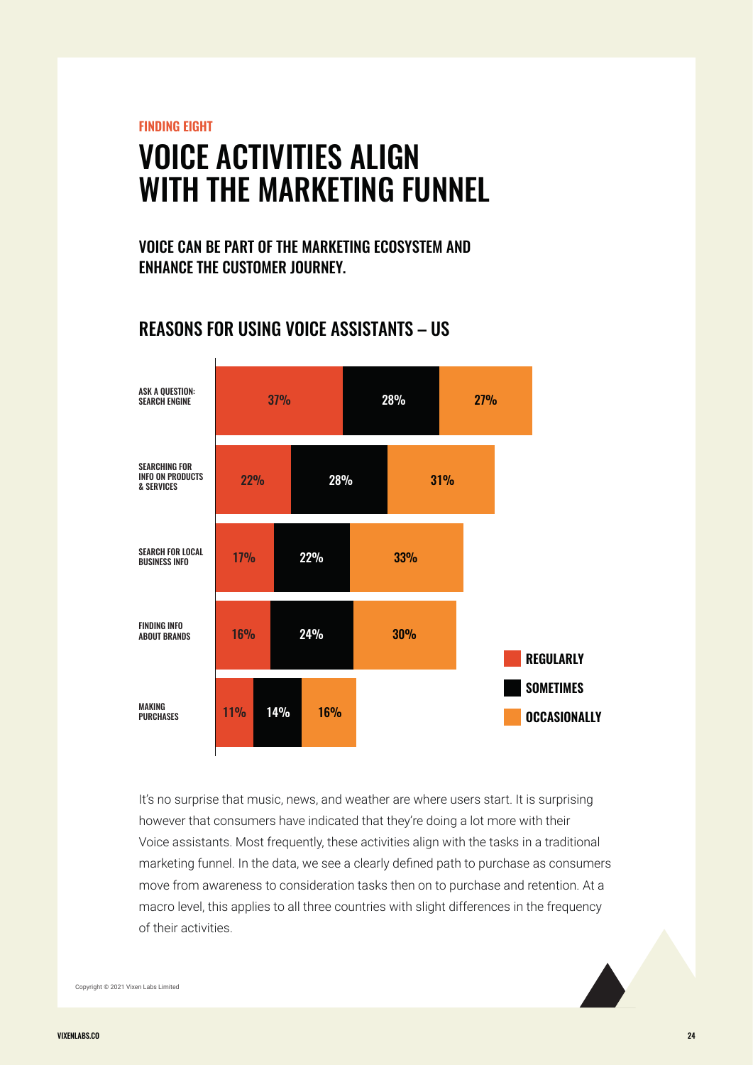FINDING EIGHT

# VOICE ACTIVITIES ALIGN WITH THE MARKETING FUNNEL

## VOICE CAN BE PART OF THE MARKETING ECOSYSTEM AND ENHANCE THE CUSTOMER JOURNEY.

## REASONS FOR USING VOICE ASSISTANTS – US

| | REGULARLY | SOMETIMES | OCCASIONALLY |
|---|---|---|---|
| ASK A QUESTION: SEARCH ENGINE | 37% | 28% | 27% |
| SEARCHING FOR INFO ON PRODUCTS & SERVICES | 22% | 28% | 31% |
| SEARCH FOR LOCAL BUSINESS INFO | 17% | 22% | 33% |
| FINDING INFO ABOUT BRANDS | 16% | 24% | 30% |
| MAKING PURCHASES | 11% | 14% | 16% |

It's no surprise that music, news, and weather are where users start. It is surprising however that consumers have indicated that they're doing a lot more with their Voice assistants. Most frequently, these activities align with the tasks in a traditional marketing funnel. In the data, we see a clearly defined path to purchase as consumers move from awareness to consideration tasks then on to purchase and retention. At a macro level, this applies to all three countries with slight differences in the frequency of their activities.

Copyright © 2021 Vixen Labs Limited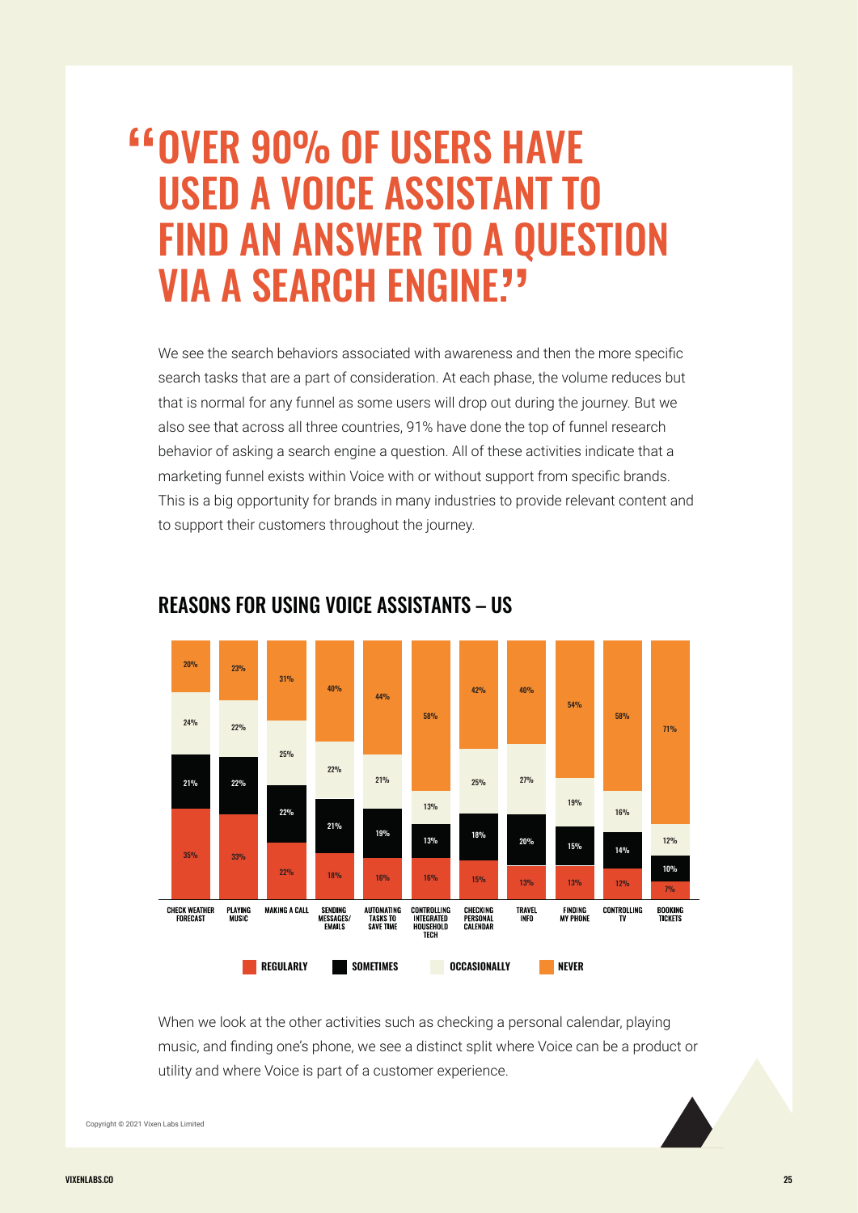# "OVER 90% OF USERS HAVE USED A VOICE ASSISTANT TO FIND AN ANSWER TO A QUESTION VIA A SEARCH ENGINE."

We see the search behaviors associated with awareness and then the more specific search tasks that are a part of consideration. At each phase, the volume reduces but that is normal for any funnel as some users will drop out during the journey. But we also see that across all three countries, 91% have done the top of funnel research behavior of asking a search engine a question. All of these activities indicate that a marketing funnel exists within Voice with or without support from specific brands. This is a big opportunity for brands in many industries to provide relevant content and to support their customers throughout the journey.

## REASONS FOR USING VOICE ASSISTANTS – US

| | Regularly | Sometimes | Occasionally | Never |
|---|---|---|---|---|
| Check weather forecast | 35% | 21% | 24% | 20% |
| Playing music | 33% | 22% | 22% | 23% |
| Making a call | 22% | 22% | 25% | 31% |
| Sending messages/emails | 18% | 21% | 22% | 40% |
| Automating tasks to save time | 16% | 19% | 21% | 44% |
| Controlling integrated household tech | 16% | 13% | 13% | 58% |
| Checking personal calendar | 15% | 18% | 25% | 42% |
| Travel info | 13% | 20% | 27% | 40% |
| Finding my phone | 13% | 15% | 19% | 54% |
| Controlling TV | 12% | 14% | 16% | 58% |
| Booking tickets | 7% | 10% | 12% | 71% |

When we look at the other activities such as checking a personal calendar, playing music, and finding one's phone, we see a distinct split where Voice can be a product or utility and where Voice is part of a customer experience.

Copyright © 2021 Vixen Labs Limited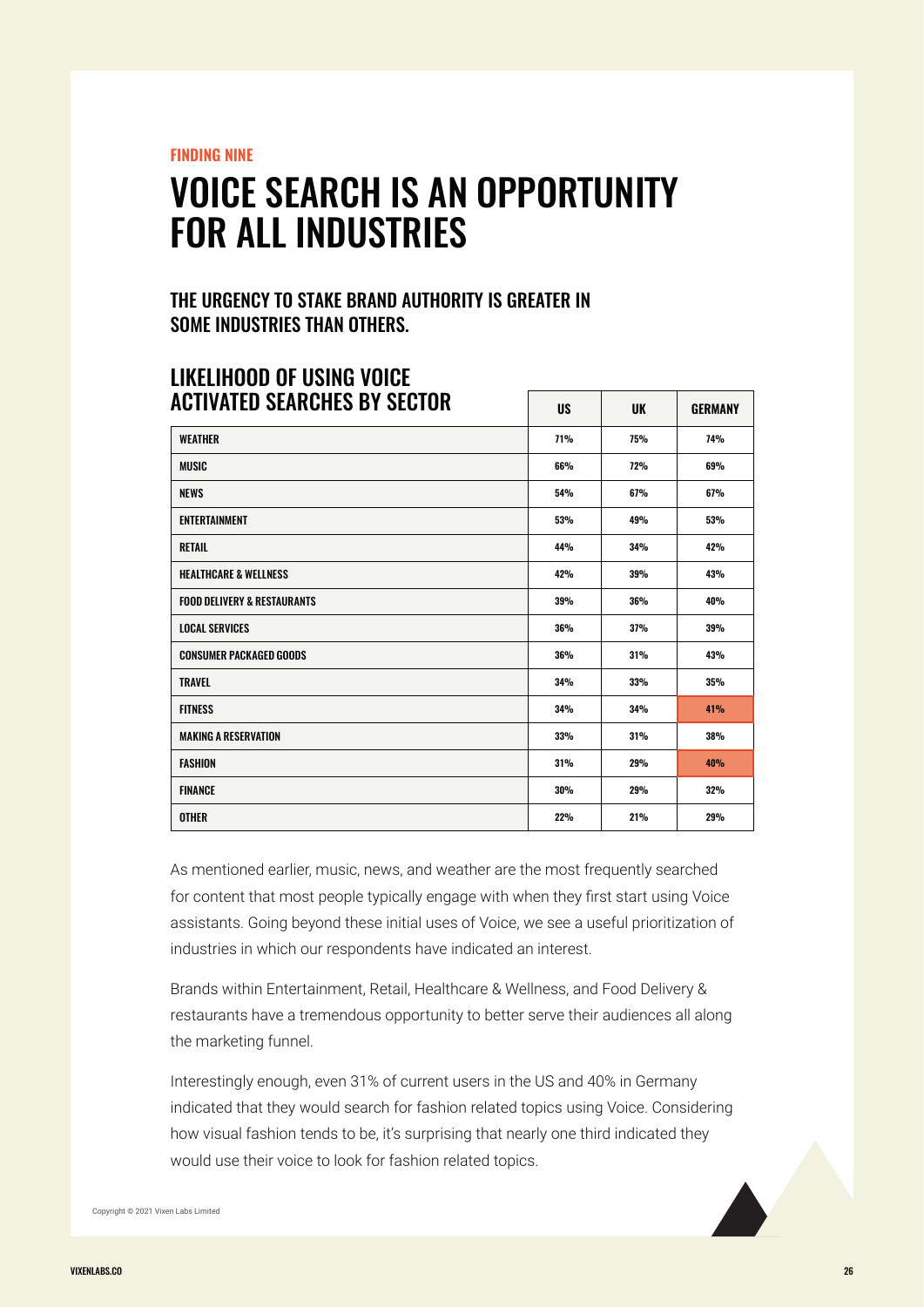FINDING NINE

# VOICE SEARCH IS AN OPPORTUNITY FOR ALL INDUSTRIES

## THE URGENCY TO STAKE BRAND AUTHORITY IS GREATER IN SOME INDUSTRIES THAN OTHERS.

## LIKELIHOOD OF USING VOICE ACTIVATED SEARCHES BY SECTOR

| | US | UK | GERMANY |
|---|---|---|---|
| WEATHER | 71% | 75% | 74% |
| MUSIC | 66% | 72% | 69% |
| NEWS | 54% | 67% | 67% |
| ENTERTAINMENT | 53% | 49% | 53% |
| RETAIL | 44% | 34% | 42% |
| HEALTHCARE & WELLNESS | 42% | 39% | 43% |
| FOOD DELIVERY & RESTAURANTS | 39% | 36% | 40% |
| LOCAL SERVICES | 36% | 37% | 39% |
| CONSUMER PACKAGED GOODS | 36% | 31% | 43% |
| TRAVEL | 34% | 33% | 35% |
| FITNESS | 34% | 34% | 41% |
| MAKING A RESERVATION | 33% | 31% | 38% |
| FASHION | 31% | 29% | 40% |
| FINANCE | 30% | 29% | 32% |
| OTHER | 22% | 21% | 29% |

As mentioned earlier, music, news, and weather are the most frequently searched for content that most people typically engage with when they first start using Voice assistants. Going beyond these initial uses of Voice, we see a useful prioritization of industries in which our respondents have indicated an interest.

Brands within Entertainment, Retail, Healthcare & Wellness, and Food Delivery & restaurants have a tremendous opportunity to better serve their audiences all along the marketing funnel.

Interestingly enough, even 31% of current users in the US and 40% in Germany indicated that they would search for fashion related topics using Voice. Considering how visual fashion tends to be, it's surprising that nearly one third indicated they would use their voice to look for fashion related topics.

Copyright © 2021 Vixen Labs Limited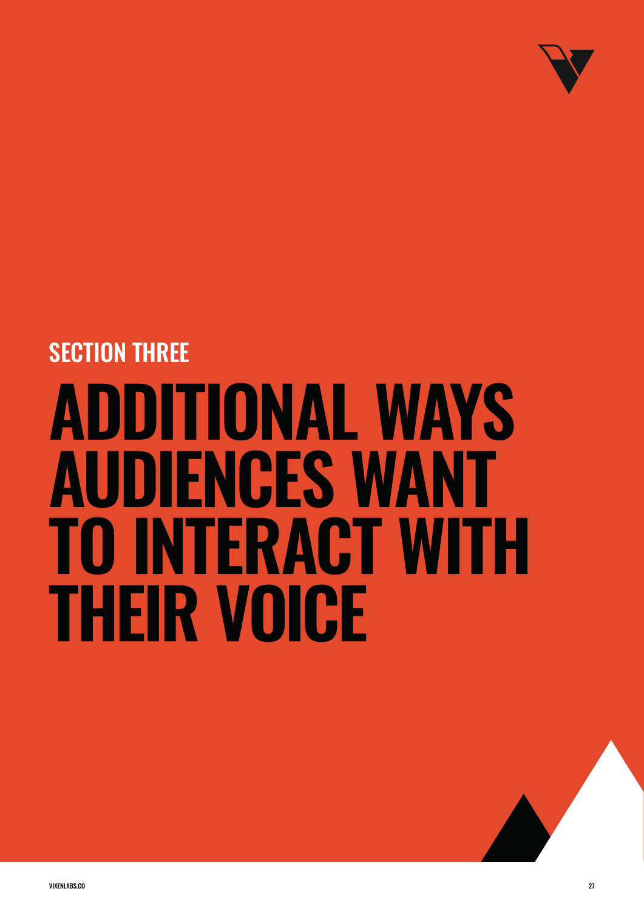## SECTION THREE

# ADDITIONAL WAYS AUDIENCES WANT TO INTERACT WITH THEIR VOICE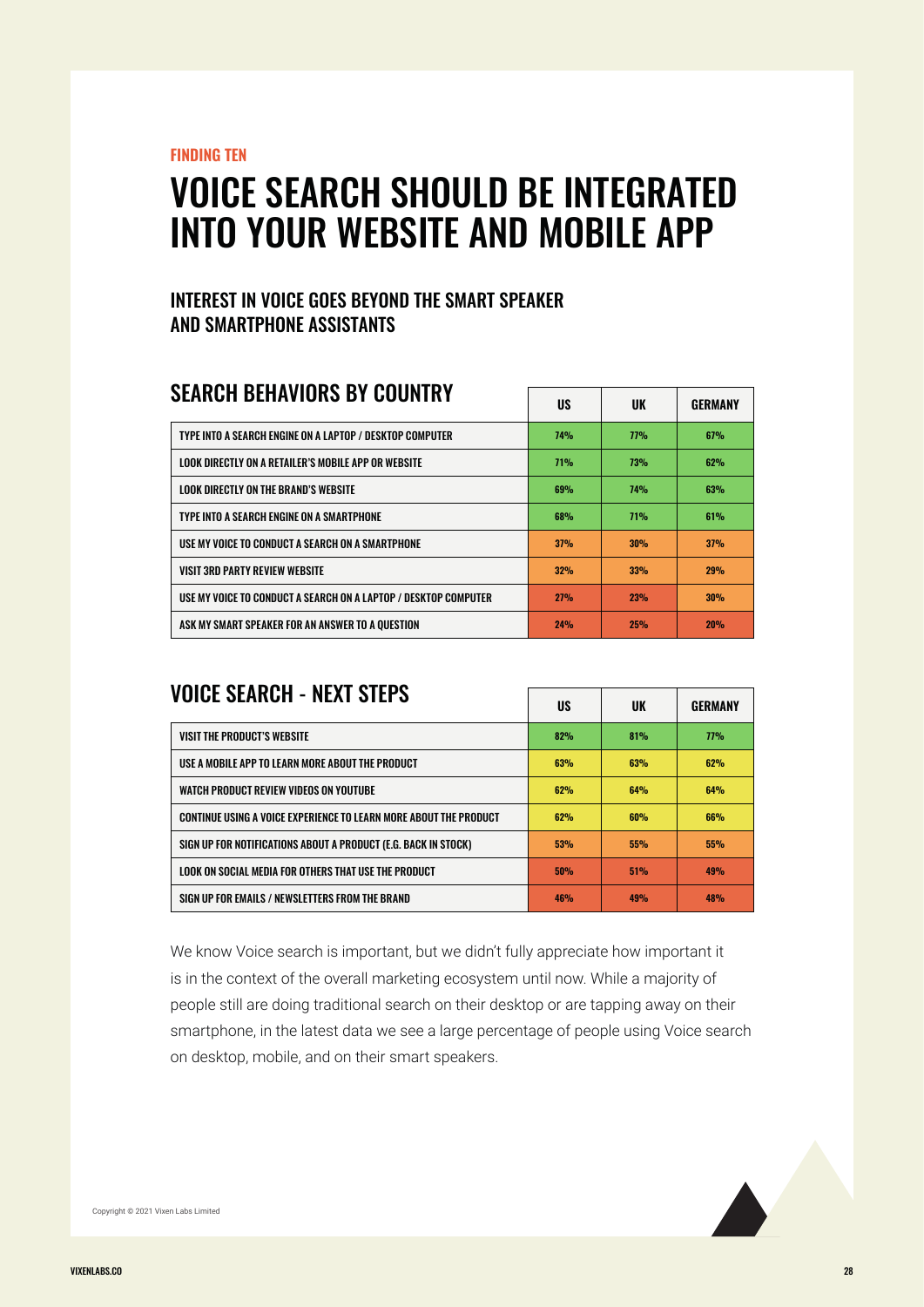FINDING TEN

# VOICE SEARCH SHOULD BE INTEGRATED INTO YOUR WEBSITE AND MOBILE APP

## INTEREST IN VOICE GOES BEYOND THE SMART SPEAKER AND SMARTPHONE ASSISTANTS

### SEARCH BEHAVIORS BY COUNTRY

| | US | UK | GERMANY |
|---|---|---|---|
| TYPE INTO A SEARCH ENGINE ON A LAPTOP / DESKTOP COMPUTER | 74% | 77% | 67% |
| LOOK DIRECTLY ON A RETAILER'S MOBILE APP OR WEBSITE | 71% | 73% | 62% |
| LOOK DIRECTLY ON THE BRAND'S WEBSITE | 69% | 74% | 63% |
| TYPE INTO A SEARCH ENGINE ON A SMARTPHONE | 68% | 71% | 61% |
| USE MY VOICE TO CONDUCT A SEARCH ON A SMARTPHONE | 37% | 30% | 37% |
| VISIT 3RD PARTY REVIEW WEBSITE | 32% | 33% | 29% |
| USE MY VOICE TO CONDUCT A SEARCH ON A LAPTOP / DESKTOP COMPUTER | 27% | 23% | 30% |
| ASK MY SMART SPEAKER FOR AN ANSWER TO A QUESTION | 24% | 25% | 20% |

### VOICE SEARCH - NEXT STEPS

| | US | UK | GERMANY |
|---|---|---|---|
| VISIT THE PRODUCT'S WEBSITE | 82% | 81% | 77% |
| USE A MOBILE APP TO LEARN MORE ABOUT THE PRODUCT | 63% | 63% | 62% |
| WATCH PRODUCT REVIEW VIDEOS ON YOUTUBE | 62% | 64% | 64% |
| CONTINUE USING A VOICE EXPERIENCE TO LEARN MORE ABOUT THE PRODUCT | 62% | 60% | 66% |
| SIGN UP FOR NOTIFICATIONS ABOUT A PRODUCT (E.G. BACK IN STOCK) | 53% | 55% | 55% |
| LOOK ON SOCIAL MEDIA FOR OTHERS THAT USE THE PRODUCT | 50% | 51% | 49% |
| SIGN UP FOR EMAILS / NEWSLETTERS FROM THE BRAND | 46% | 49% | 48% |

We know Voice search is important, but we didn't fully appreciate how important it is in the context of the overall marketing ecosystem until now. While a majority of people still are doing traditional search on their desktop or are tapping away on their smartphone, in the latest data we see a large percentage of people using Voice search on desktop, mobile, and on their smart speakers.

Copyright © 2021 Vixen Labs Limited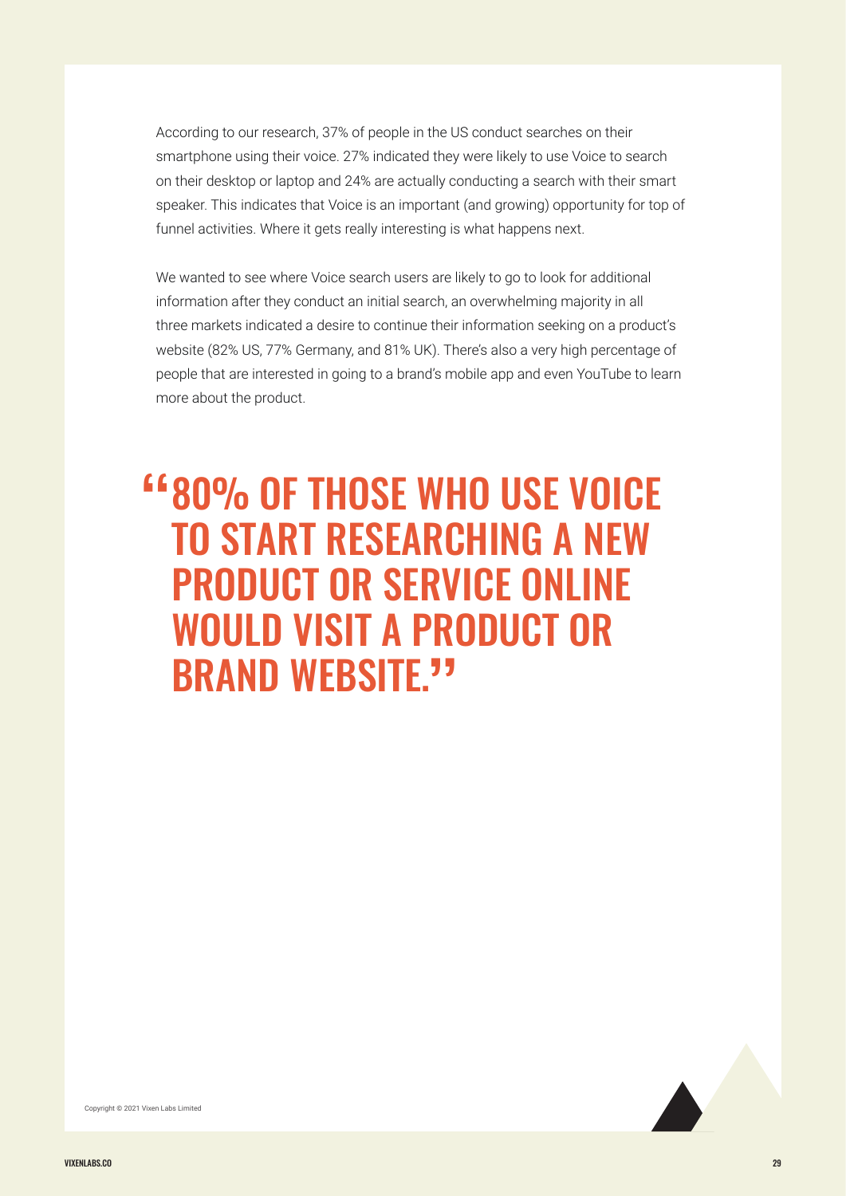According to our research, 37% of people in the US conduct searches on their smartphone using their voice. 27% indicated they were likely to use Voice to search on their desktop or laptop and 24% are actually conducting a search with their smart speaker. This indicates that Voice is an important (and growing) opportunity for top of funnel activities. Where it gets really interesting is what happens next.

We wanted to see where Voice search users are likely to go to look for additional information after they conduct an initial search, an overwhelming majority in all three markets indicated a desire to continue their information seeking on a product's website (82% US, 77% Germany, and 81% UK). There's also a very high percentage of people that are interested in going to a brand's mobile app and even YouTube to learn more about the product.

> **"80% OF THOSE WHO USE VOICE TO START RESEARCHING A NEW PRODUCT OR SERVICE ONLINE WOULD VISIT A PRODUCT OR BRAND WEBSITE."**

Copyright © 2021 Vixen Labs Limited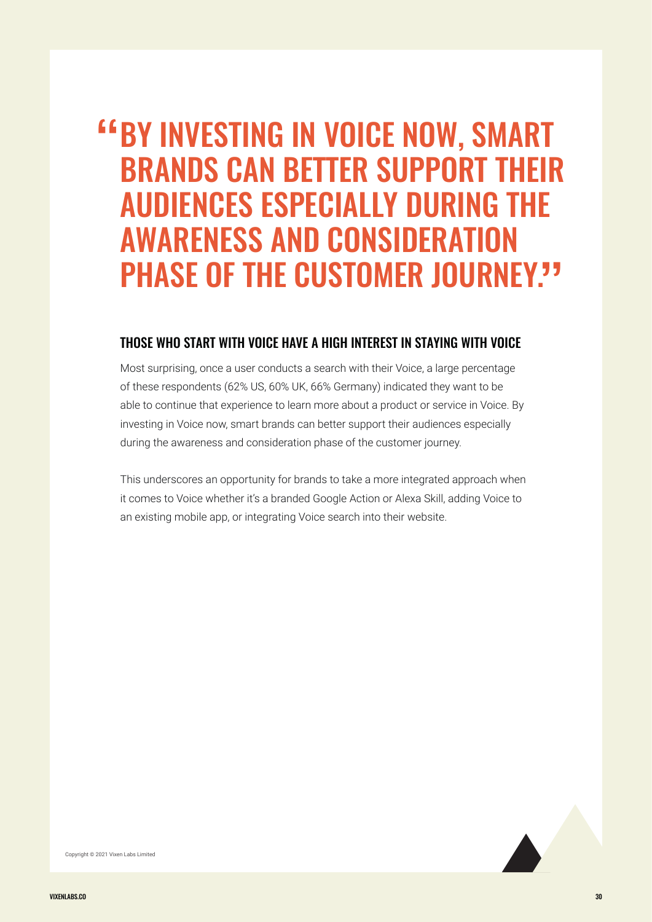> “BY INVESTING IN VOICE NOW, SMART BRANDS CAN BETTER SUPPORT THEIR AUDIENCES ESPECIALLY DURING THE AWARENESS AND CONSIDERATION PHASE OF THE CUSTOMER JOURNEY.”

### THOSE WHO START WITH VOICE HAVE A HIGH INTEREST IN STAYING WITH VOICE

Most surprising, once a user conducts a search with their Voice, a large percentage of these respondents (62% US, 60% UK, 66% Germany) indicated they want to be able to continue that experience to learn more about a product or service in Voice. By investing in Voice now, smart brands can better support their audiences especially during the awareness and consideration phase of the customer journey.

This underscores an opportunity for brands to take a more integrated approach when it comes to Voice whether it's a branded Google Action or Alexa Skill, adding Voice to an existing mobile app, or integrating Voice search into their website.

Copyright © 2021 Vixen Labs Limited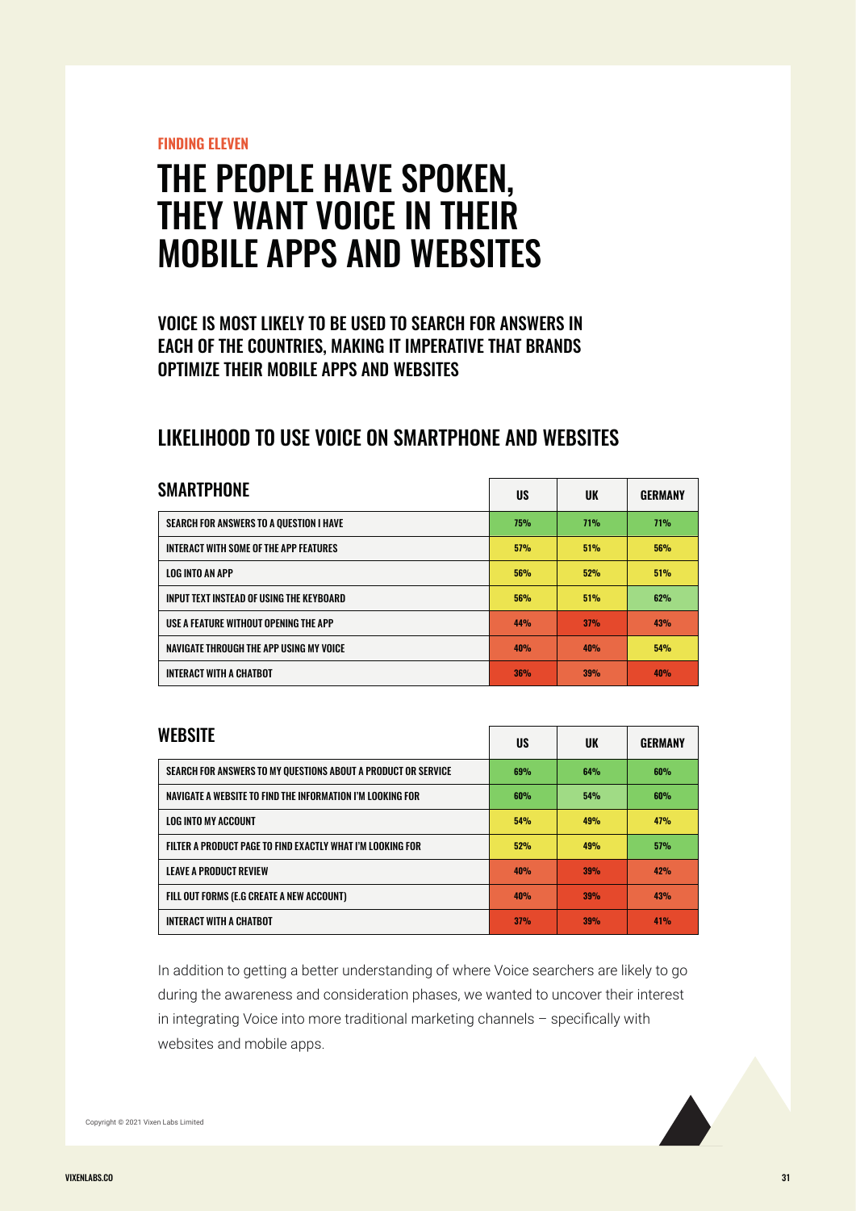FINDING ELEVEN

# THE PEOPLE HAVE SPOKEN, THEY WANT VOICE IN THEIR MOBILE APPS AND WEBSITES

### VOICE IS MOST LIKELY TO BE USED TO SEARCH FOR ANSWERS IN EACH OF THE COUNTRIES, MAKING IT IMPERATIVE THAT BRANDS OPTIMIZE THEIR MOBILE APPS AND WEBSITES

## LIKELIHOOD TO USE VOICE ON SMARTPHONE AND WEBSITES

| SMARTPHONE | US | UK | GERMANY |
|---|---|---|---|
| SEARCH FOR ANSWERS TO A QUESTION I HAVE | 75% | 71% | 71% |
| INTERACT WITH SOME OF THE APP FEATURES | 57% | 51% | 56% |
| LOG INTO AN APP | 56% | 52% | 51% |
| INPUT TEXT INSTEAD OF USING THE KEYBOARD | 56% | 51% | 62% |
| USE A FEATURE WITHOUT OPENING THE APP | 44% | 37% | 43% |
| NAVIGATE THROUGH THE APP USING MY VOICE | 40% | 40% | 54% |
| INTERACT WITH A CHATBOT | 36% | 39% | 40% |

| WEBSITE | US | UK | GERMANY |
|---|---|---|---|
| SEARCH FOR ANSWERS TO MY QUESTIONS ABOUT A PRODUCT OR SERVICE | 69% | 64% | 60% |
| NAVIGATE A WEBSITE TO FIND THE INFORMATION I'M LOOKING FOR | 60% | 54% | 60% |
| LOG INTO MY ACCOUNT | 54% | 49% | 47% |
| FILTER A PRODUCT PAGE TO FIND EXACTLY WHAT I'M LOOKING FOR | 52% | 49% | 57% |
| LEAVE A PRODUCT REVIEW | 40% | 39% | 42% |
| FILL OUT FORMS (E.G CREATE A NEW ACCOUNT) | 40% | 39% | 43% |
| INTERACT WITH A CHATBOT | 37% | 39% | 41% |

In addition to getting a better understanding of where Voice searchers are likely to go during the awareness and consideration phases, we wanted to uncover their interest in integrating Voice into more traditional marketing channels – specifically with websites and mobile apps.

Copyright © 2021 Vixen Labs Limited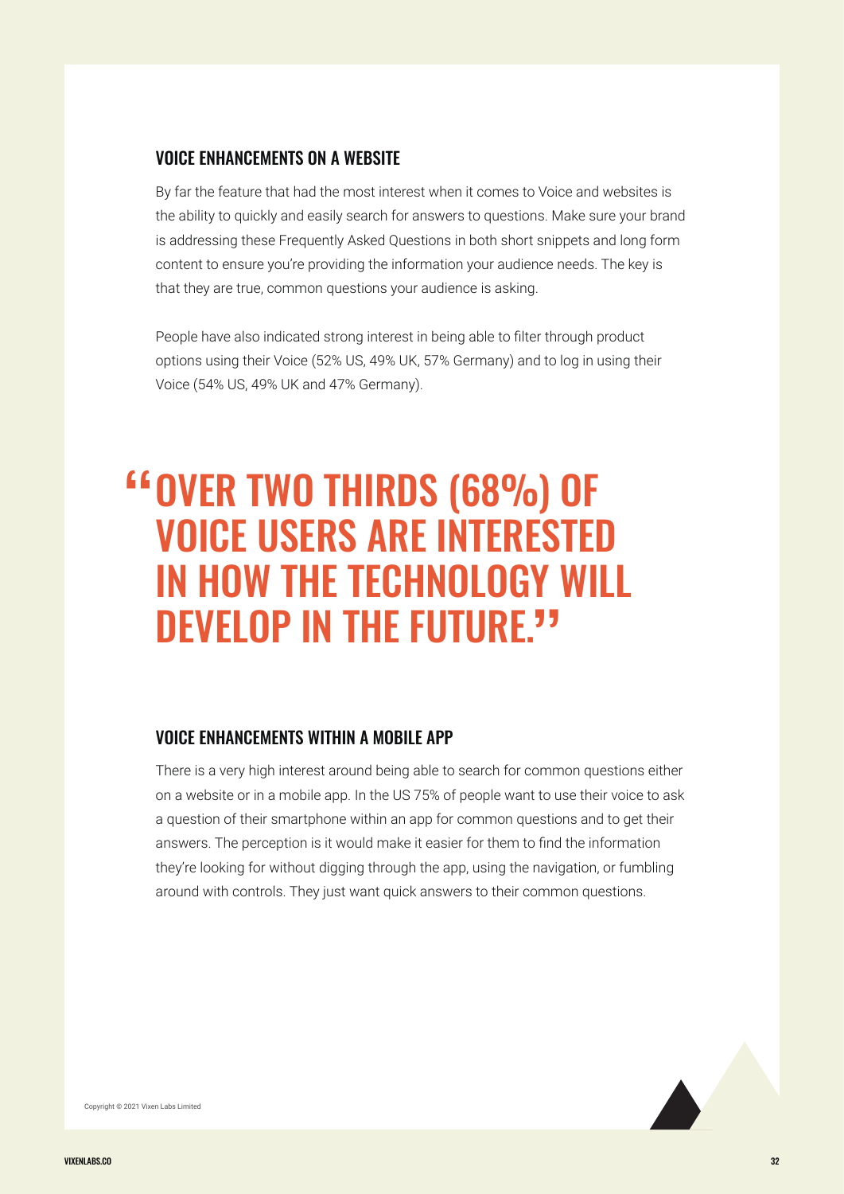## VOICE ENHANCEMENTS ON A WEBSITE

By far the feature that had the most interest when it comes to Voice and websites is the ability to quickly and easily search for answers to questions. Make sure your brand is addressing these Frequently Asked Questions in both short snippets and long form content to ensure you're providing the information your audience needs. The key is that they are true, common questions your audience is asking.

People have also indicated strong interest in being able to filter through product options using their Voice (52% US, 49% UK, 57% Germany) and to log in using their Voice (54% US, 49% UK and 47% Germany).

> **"OVER TWO THIRDS (68%) OF VOICE USERS ARE INTERESTED IN HOW THE TECHNOLOGY WILL DEVELOP IN THE FUTURE."**

## VOICE ENHANCEMENTS WITHIN A MOBILE APP

There is a very high interest around being able to search for common questions either on a website or in a mobile app. In the US 75% of people want to use their voice to ask a question of their smartphone within an app for common questions and to get their answers. The perception is it would make it easier for them to find the information they're looking for without digging through the app, using the navigation, or fumbling around with controls. They just want quick answers to their common questions.

Copyright © 2021 Vixen Labs Limited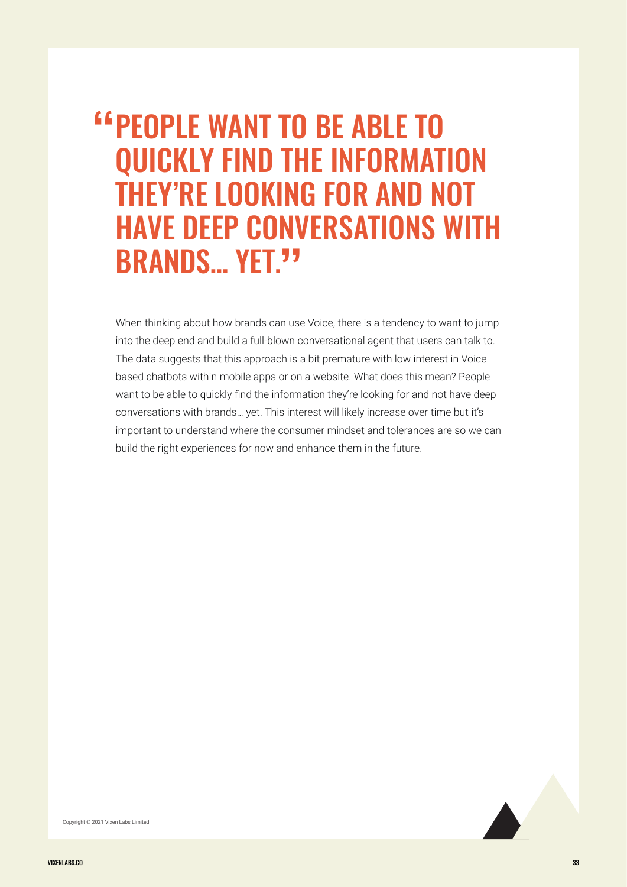# "PEOPLE WANT TO BE ABLE TO QUICKLY FIND THE INFORMATION THEY'RE LOOKING FOR AND NOT HAVE DEEP CONVERSATIONS WITH BRANDS… YET."

When thinking about how brands can use Voice, there is a tendency to want to jump into the deep end and build a full-blown conversational agent that users can talk to. The data suggests that this approach is a bit premature with low interest in Voice based chatbots within mobile apps or on a website. What does this mean? People want to be able to quickly find the information they're looking for and not have deep conversations with brands… yet. This interest will likely increase over time but it's important to understand where the consumer mindset and tolerances are so we can build the right experiences for now and enhance them in the future.

Copyright © 2021 Vixen Labs Limited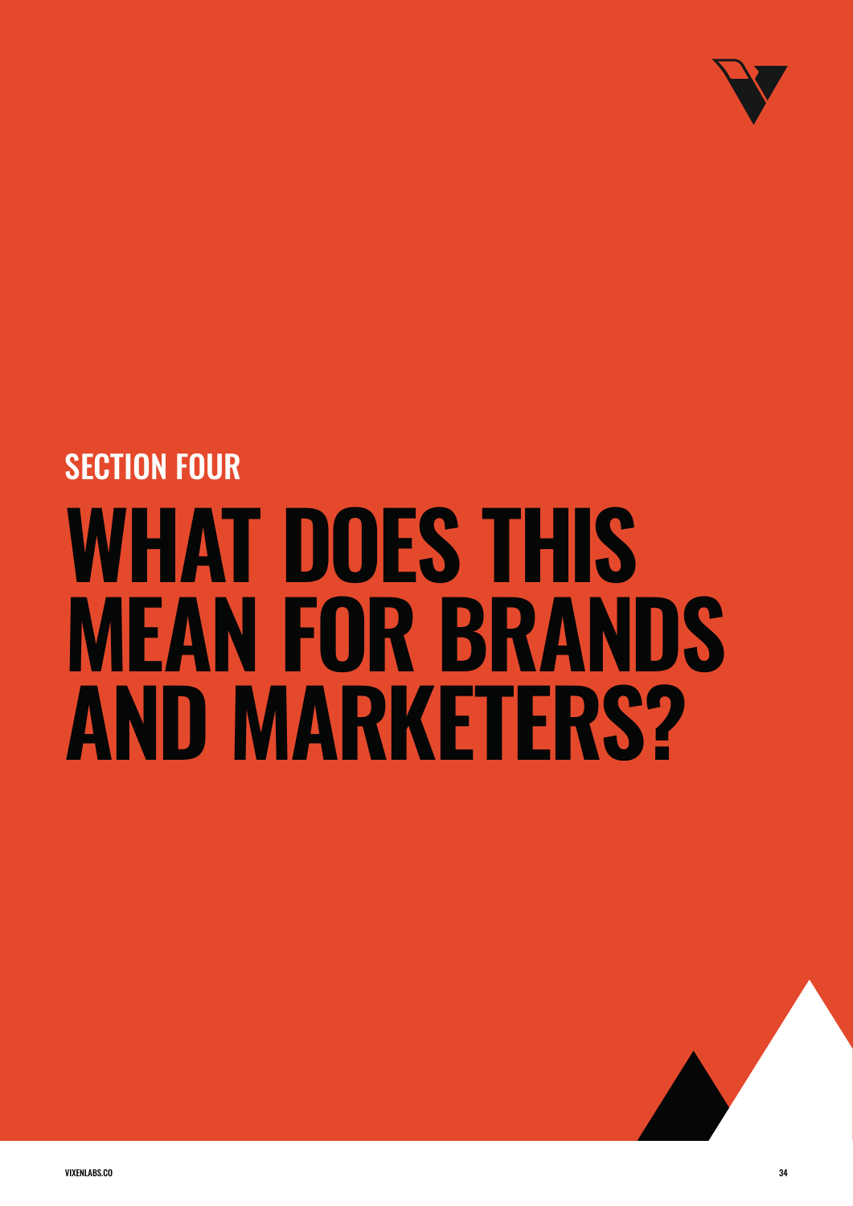SECTION FOUR

# WHAT DOES THIS MEAN FOR BRANDS AND MARKETERS?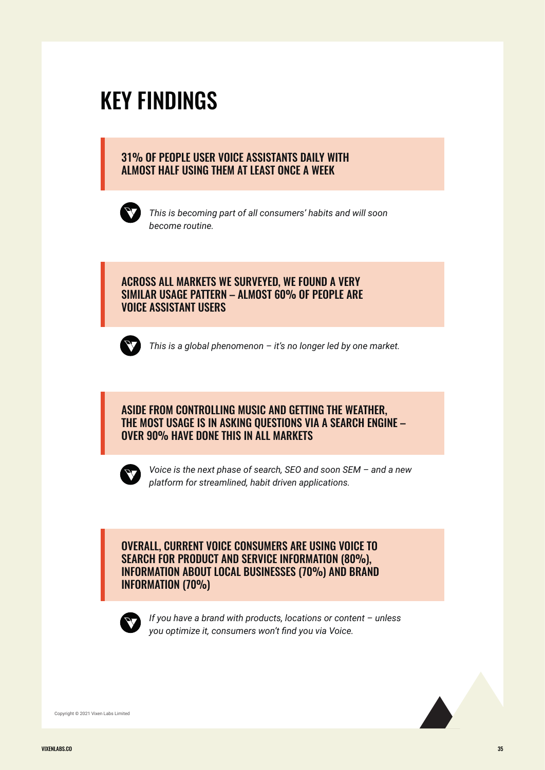# KEY FINDINGS

**31% OF PEOPLE USER VOICE ASSISTANTS DAILY WITH ALMOST HALF USING THEM AT LEAST ONCE A WEEK**

*This is becoming part of all consumers' habits and will soon become routine.*

**ACROSS ALL MARKETS WE SURVEYED, WE FOUND A VERY SIMILAR USAGE PATTERN – ALMOST 60% OF PEOPLE ARE VOICE ASSISTANT USERS**

*This is a global phenomenon – it's no longer led by one market.*

**ASIDE FROM CONTROLLING MUSIC AND GETTING THE WEATHER, THE MOST USAGE IS IN ASKING QUESTIONS VIA A SEARCH ENGINE – OVER 90% HAVE DONE THIS IN ALL MARKETS**

*Voice is the next phase of search, SEO and soon SEM – and a new platform for streamlined, habit driven applications.*

**OVERALL, CURRENT VOICE CONSUMERS ARE USING VOICE TO SEARCH FOR PRODUCT AND SERVICE INFORMATION (80%), INFORMATION ABOUT LOCAL BUSINESSES (70%) AND BRAND INFORMATION (70%)**

*If you have a brand with products, locations or content – unless you optimize it, consumers won't find you via Voice.*

Copyright © 2021 Vixen Labs Limited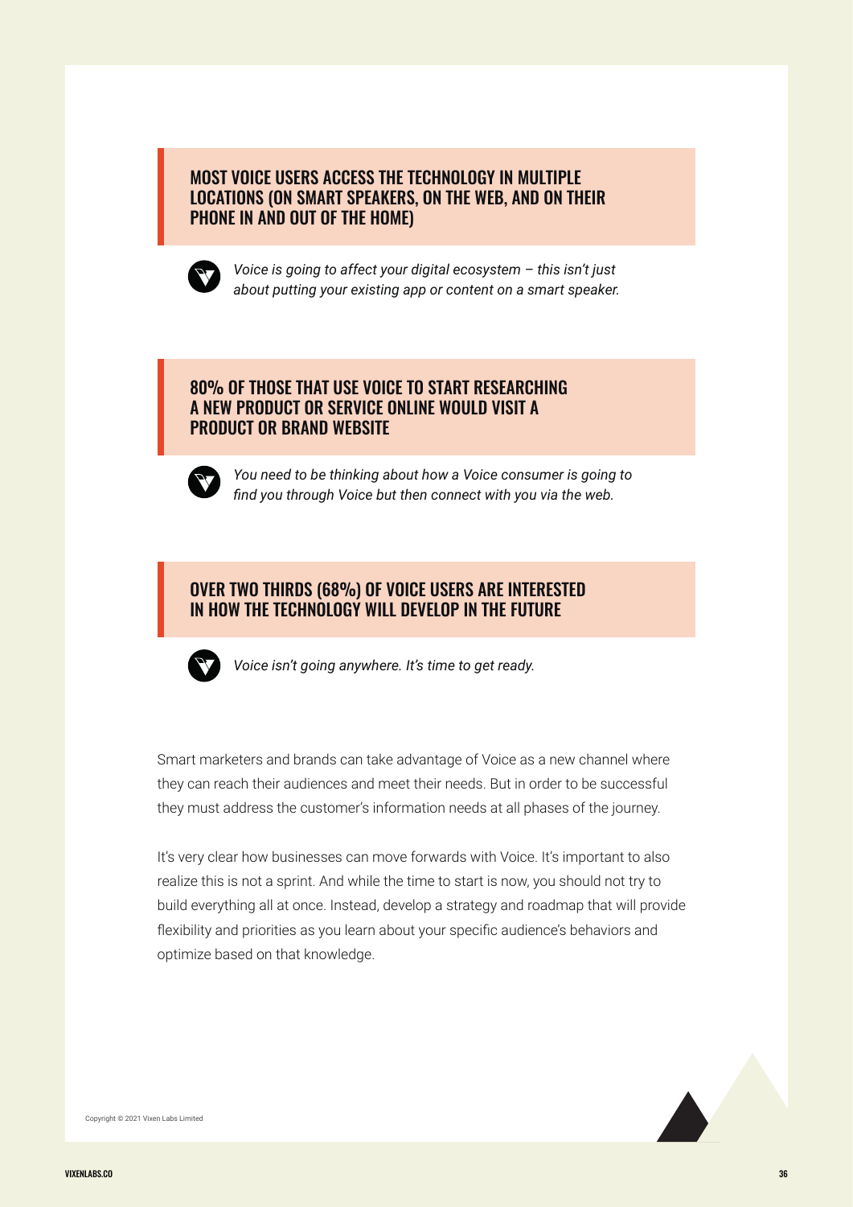### MOST VOICE USERS ACCESS THE TECHNOLOGY IN MULTIPLE LOCATIONS (ON SMART SPEAKERS, ON THE WEB, AND ON THEIR PHONE IN AND OUT OF THE HOME)

*Voice is going to affect your digital ecosystem – this isn't just about putting your existing app or content on a smart speaker.*

### 80% OF THOSE THAT USE VOICE TO START RESEARCHING A NEW PRODUCT OR SERVICE ONLINE WOULD VISIT A PRODUCT OR BRAND WEBSITE

*You need to be thinking about how a Voice consumer is going to find you through Voice but then connect with you via the web.*

### OVER TWO THIRDS (68%) OF VOICE USERS ARE INTERESTED IN HOW THE TECHNOLOGY WILL DEVELOP IN THE FUTURE

*Voice isn't going anywhere. It's time to get ready.*

Smart marketers and brands can take advantage of Voice as a new channel where they can reach their audiences and meet their needs. But in order to be successful they must address the customer's information needs at all phases of the journey.

It's very clear how businesses can move forwards with Voice. It's important to also realize this is not a sprint. And while the time to start is now, you should not try to build everything all at once. Instead, develop a strategy and roadmap that will provide flexibility and priorities as you learn about your specific audience's behaviors and optimize based on that knowledge.

Copyright © 2021 Vixen Labs Limited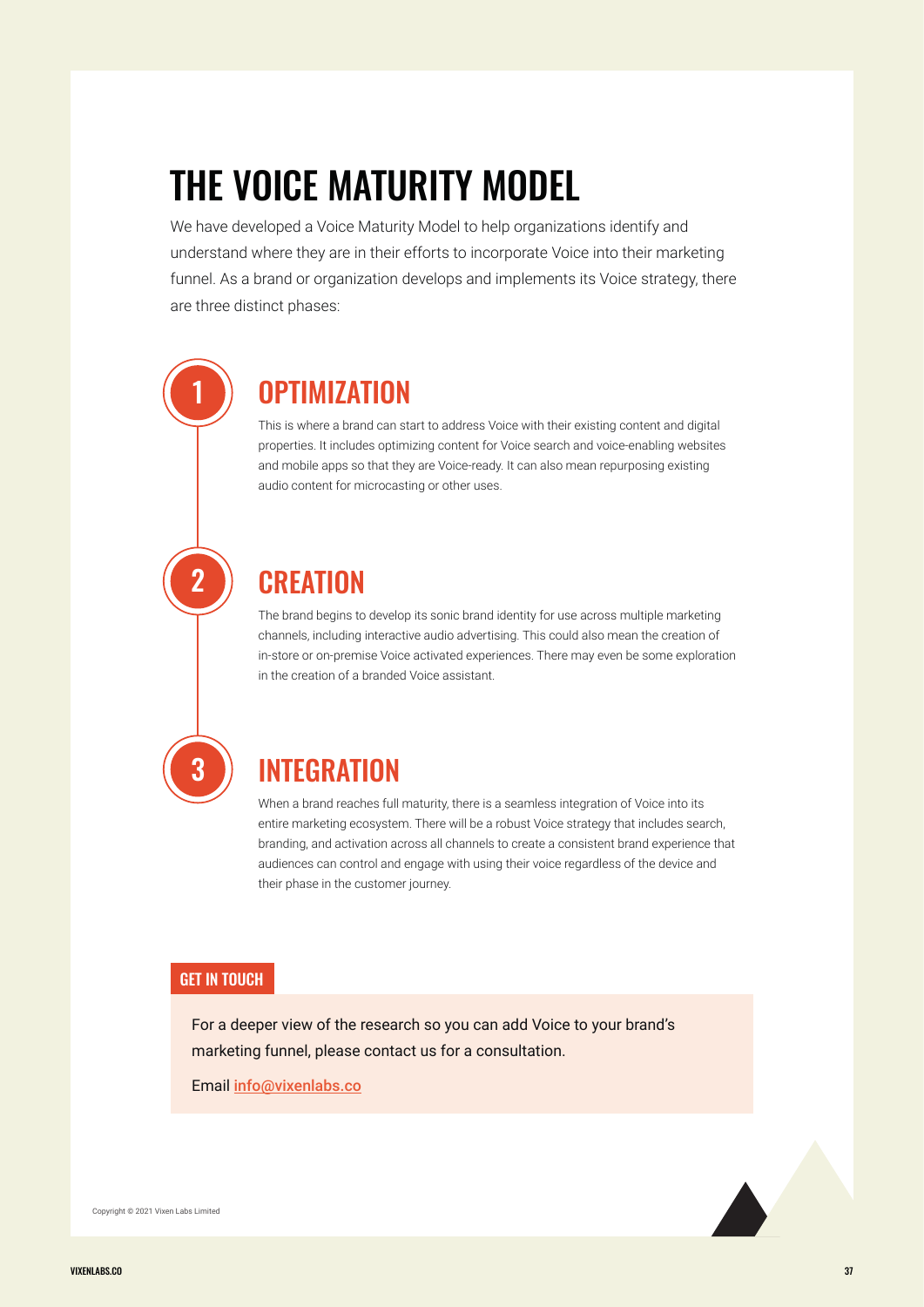# THE VOICE MATURITY MODEL

We have developed a Voice Maturity Model to help organizations identify and understand where they are in their efforts to incorporate Voice into their marketing funnel. As a brand or organization develops and implements its Voice strategy, there are three distinct phases:

## 1 OPTIMIZATION

This is where a brand can start to address Voice with their existing content and digital properties. It includes optimizing content for Voice search and voice-enabling websites and mobile apps so that they are Voice-ready. It can also mean repurposing existing audio content for microcasting or other uses.

## 2 CREATION

The brand begins to develop its sonic brand identity for use across multiple marketing channels, including interactive audio advertising. This could also mean the creation of in-store or on-premise Voice activated experiences. There may even be some exploration in the creation of a branded Voice assistant.

## 3 INTEGRATION

When a brand reaches full maturity, there is a seamless integration of Voice into its entire marketing ecosystem. There will be a robust Voice strategy that includes search, branding, and activation across all channels to create a consistent brand experience that audiences can control and engage with using their voice regardless of the device and their phase in the customer journey.

### GET IN TOUCH

For a deeper view of the research so you can add Voice to your brand's marketing funnel, please contact us for a consultation.

Email info@vixenlabs.co

Copyright © 2021 Vixen Labs Limited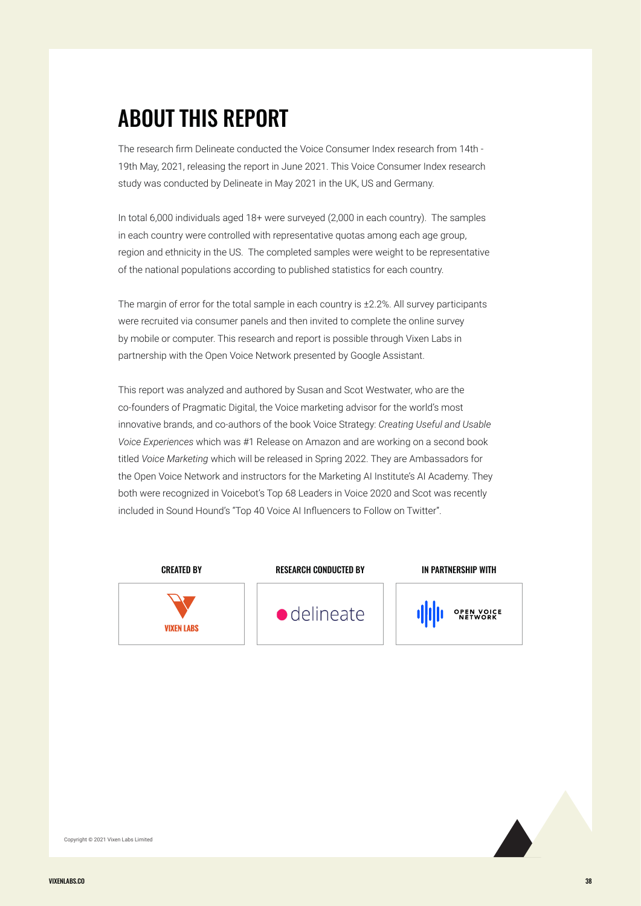# ABOUT THIS REPORT

The research firm Delineate conducted the Voice Consumer Index research from 14th - 19th May, 2021, releasing the report in June 2021. This Voice Consumer Index research study was conducted by Delineate in May 2021 in the UK, US and Germany.

In total 6,000 individuals aged 18+ were surveyed (2,000 in each country). The samples in each country were controlled with representative quotas among each age group, region and ethnicity in the US. The completed samples were weight to be representative of the national populations according to published statistics for each country.

The margin of error for the total sample in each country is ±2.2%. All survey participants were recruited via consumer panels and then invited to complete the online survey by mobile or computer. This research and report is possible through Vixen Labs in partnership with the Open Voice Network presented by Google Assistant.

This report was analyzed and authored by Susan and Scot Westwater, who are the co-founders of Pragmatic Digital, the Voice marketing advisor for the world's most innovative brands, and co-authors of the book Voice Strategy: *Creating Useful and Usable Voice Experiences* which was #1 Release on Amazon and are working on a second book titled *Voice Marketing* which will be released in Spring 2022. They are Ambassadors for the Open Voice Network and instructors for the Marketing AI Institute's AI Academy. They both were recognized in Voicebot's Top 68 Leaders in Voice 2020 and Scot was recently included in Sound Hound's "Top 40 Voice AI Influencers to Follow on Twitter".

| CREATED BY | RESEARCH CONDUCTED BY | IN PARTNERSHIP WITH |
| --- | --- | --- |
| VIXEN LABS | delineate | OPEN VOICE NETWORK |

Copyright © 2021 Vixen Labs Limited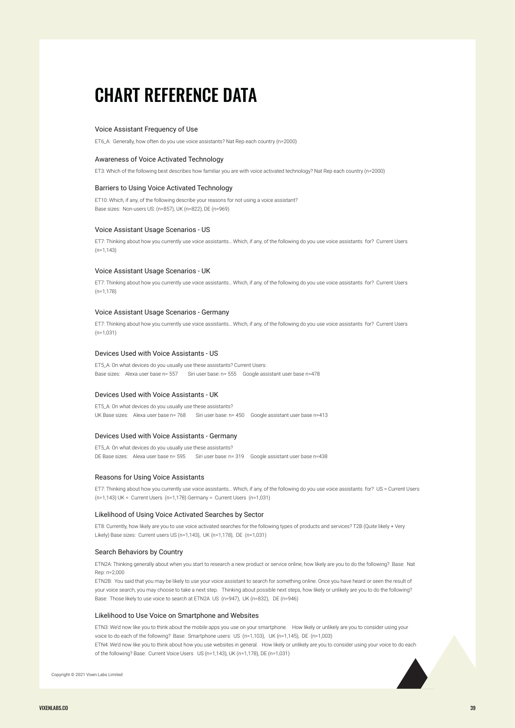# CHART REFERENCE DATA

### Voice Assistant Frequency of Use

ET6_A: Generally, how often do you use voice assistants? Nat Rep each country (n=2000)

### Awareness of Voice Activated Technology

ET3: Which of the following best describes how familiar you are with voice activated technology? Nat Rep each country (n=2000)

### Barriers to Using Voice Activated Technology

ET10: Which, if any, of the following describe your reasons for not using a voice assistant?
Base sizes: Non-users US: (n=857), UK (n=822), DE (n=969)

### Voice Assistant Usage Scenarios - US

ET7: Thinking about how you currently use voice assistants… Which, if any, of the following do you use voice assistants for? Current Users (n=1,143)

### Voice Assistant Usage Scenarios - UK

ET7: Thinking about how you currently use voice assistants… Which, if any, of the following do you use voice assistants for? Current Users (n=1,178)

### Voice Assistant Usage Scenarios - Germany

ET7: Thinking about how you currently use voice assistants… Which, if any, of the following do you use voice assistants for? Current Users (n=1,031)

### Devices Used with Voice Assistants - US

ET5_A: On what devices do you usually use these assistants? Current Users:
Base sizes: Alexa user base n= 557 Siri user base: n= 555 Google assistant user base n=478

### Devices Used with Voice Assistants - UK

ET5_A: On what devices do you usually use these assistants?
UK Base sizes: Alexa user base n= 768 Siri user base: n= 450 Google assistant user base n=413

### Devices Used with Voice Assistants - Germany

ET5_A: On what devices do you usually use these assistants?
DE Base sizes: Alexa user base n= 595 Siri user base: n= 319 Google assistant user base n=438

### Reasons for Using Voice Assistants

ET7: Thinking about how you currently use voice assistants… Which, if any, of the following do you use voice assistants for? US = Current Users (n=1,143) UK = Current Users (n=1,178) Germany = Current Users (n=1,031)

### Likelihood of Using Voice Activated Searches by Sector

ET8: Currently, how likely are you to use voice activated searches for the following types of products and services? T2B (Quite likely + Very Likely) Base sizes: Current users US (n=1,143), UK (n=1,178), DE (n=1,031)

### Search Behaviors by Country

ETN2A: Thinking generally about when you start to research a new product or service online, how likely are you to do the following? Base: Nat Rep: n=2,000

ETN2B: You said that you may be likely to use your voice assistant to search for something online. Once you have heard or seen the result of your voice search, you may choose to take a next step. Thinking about possible next steps, how likely or unlikely are you to do the following? Base: Those likely to use voice to search at ETN2A US (n=947), UK (n=832), DE (n=946)

### Likelihood to Use Voice on Smartphone and Websites

ETN3: We'd now like you to think about the mobile apps you use on your smartphone. How likely or unlikely are you to consider using your voice to do each of the following? Base: Smartphone users: US (n=1,103), UK (n=1,145), DE (n=1,003)

ETN4: We'd now like you to think about how you use websites in general. How likely or unlikely are you to consider using your voice to do each of the following? Base: Current Voice Users US (n=1,143), UK (n=1,178), DE (n=1,031)

Copyright © 2021 Vixen Labs Limited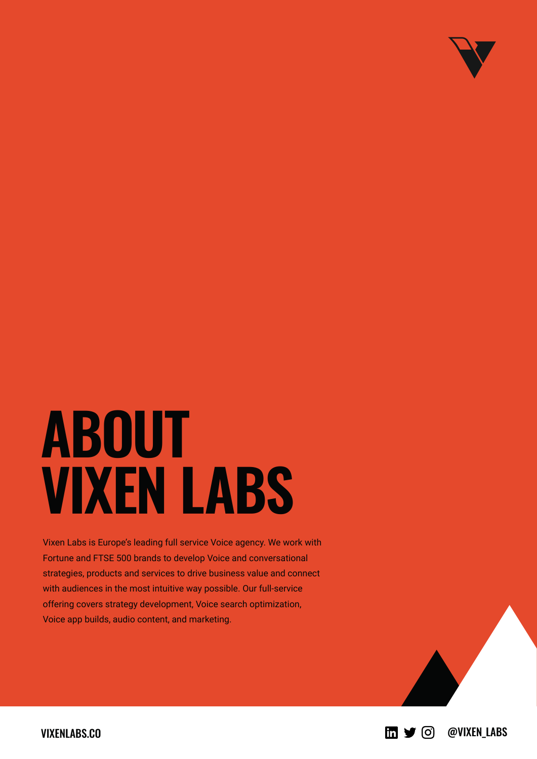# ABOUT VIXEN LABS

Vixen Labs is Europe's leading full service Voice agency. We work with Fortune and FTSE 500 brands to develop Voice and conversational strategies, products and services to drive business value and connect with audiences in the most intuitive way possible. Our full-service offering covers strategy development, Voice search optimization, Voice app builds, audio content, and marketing.

VIXENLABS.CO

@VIXEN_LABS